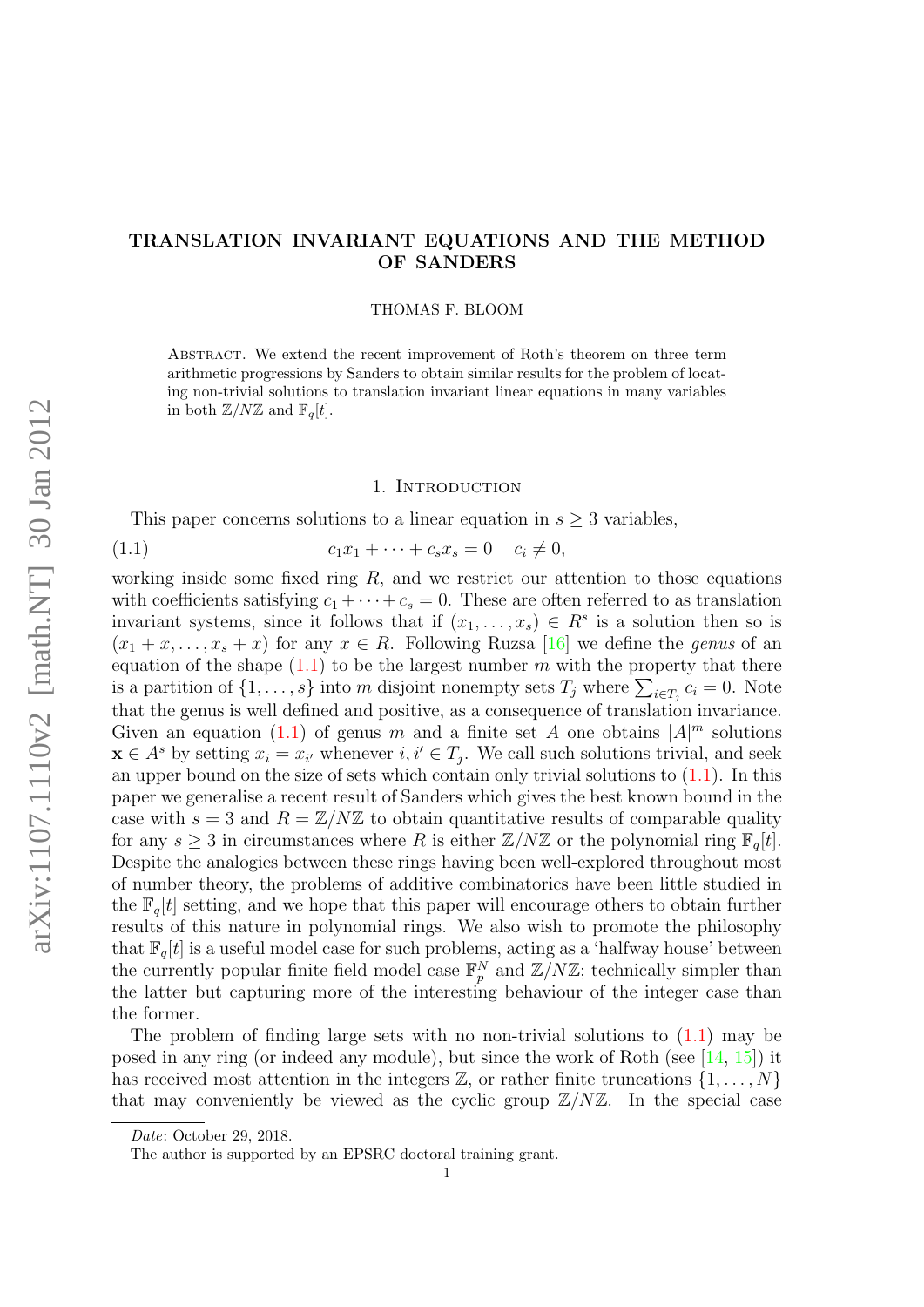# TRANSLATION INVARIANT EQUATIONS AND THE METHOD OF SANDERS

THOMAS F. BLOOM

Abstract. We extend the recent improvement of Roth's theorem on three term arithmetic progressions by Sanders to obtain similar results for the problem of locating non-trivial solutions to translation invariant linear equations in many variables in both $\mathbb{Z}/N\mathbb{Z}$ and $\mathbb{F}_q[t]$.

## 1. Introduction

This paper concerns solutions to a linear equation in $s \geq 3$ variables,

$$c_1x_1 + \cdots + c_sx_s = 0 \quad c_i \neq 0, \tag{1.1}$$

working inside some fixed ring $R$, and we restrict our attention to those equations with coefficients satisfying $c_1 + \cdots + c_s = 0$. These are often referred to as translation invariant systems, since it follows that if $(x_1, \ldots, x_s) \in R^s$ is a solution then so is $(x_1 + x, \ldots, x_s + x)$ for any $x \in R$. Following Ruzsa [16] we define the *genus* of an equation of the shape (1.1) to be the largest number $m$ with the property that there is a partition of $\{1, \ldots, s\}$ into $m$ disjoint nonempty sets $T_j$ where $\sum_{i\in T_j} c_i = 0$. Note that the genus is well defined and positive, as a consequence of translation invariance. Given an equation (1.1) of genus $m$ and a finite set $A$ one obtains $|A|^m$ solutions $\mathbf{x} \in A^s$ by setting $x_i = x_{i'}$ whenever $i, i' \in T_j$. We call such solutions trivial, and seek an upper bound on the size of sets which contain only trivial solutions to (1.1). In this paper we generalise a recent result of Sanders which gives the best known bound in the case with $s = 3$ and $R = \mathbb{Z}/N\mathbb{Z}$ to obtain quantitative results of comparable quality for any $s \geq 3$ in circumstances where $R$ is either $\mathbb{Z}/N\mathbb{Z}$ or the polynomial ring $\mathbb{F}_q[t]$. Despite the analogies between these rings having been well-explored throughout most of number theory, the problems of additive combinatorics have been little studied in the $\mathbb{F}_q[t]$ setting, and we hope that this paper will encourage others to obtain further results of this nature in polynomial rings. We also wish to promote the philosophy that $\mathbb{F}_q[t]$ is a useful model case for such problems, acting as a 'halfway house' between the currently popular finite field model case $\mathbb{F}_p^N$ and $\mathbb{Z}/N\mathbb{Z}$; technically simpler than the latter but capturing more of the interesting behaviour of the integer case than the former.

The problem of finding large sets with no non-trivial solutions to (1.1) may be posed in any ring (or indeed any module), but since the work of Roth (see [14, 15]) it has received most attention in the integers $\mathbb{Z}$, or rather finite truncations $\{1, \ldots, N\}$ that may conveniently be viewed as the cyclic group $\mathbb{Z}/N\mathbb{Z}$. In the special case

*Date*: October 29, 2018.

The author is supported by an EPSRC doctoral training grant.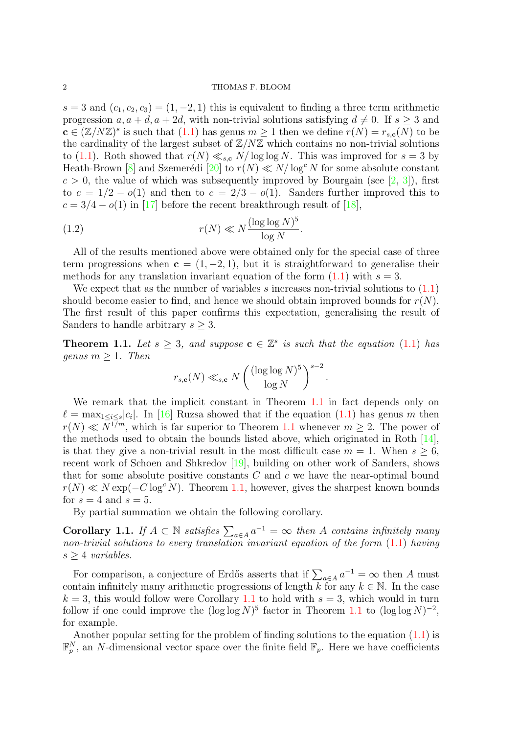$s = 3$ and $(c_1, c_2, c_3) = (1, -2, 1)$ this is equivalent to finding a three term arithmetic progression $a, a+d, a+2d$, with non-trivial solutions satisfying $d \neq 0$. If $s \geq 3$ and $\mathbf{c} \in (\mathbb{Z}/N\mathbb{Z})^s$ is such that (1.1) has genus $m \geq 1$ then we define $r(N) = r_{s,\mathbf{c}}(N)$ to be the cardinality of the largest subset of $\mathbb{Z}/N\mathbb{Z}$ which contains no non-trivial solutions to (1.1). Roth showed that $r(N) \ll_{s,\mathbf{c}} N/\log\log N$. This was improved for $s = 3$ by Heath-Brown [8] and Szemerédi [20] to $r(N) \ll N/\log^c N$ for some absolute constant $c > 0$, the value of which was subsequently improved by Bourgain (see [2, 3]), first to $c = 1/2 - o(1)$ and then to $c = 2/3 - o(1)$. Sanders further improved this to $c = 3/4 - o(1)$ in [17] before the recent breakthrough result of [18],

$$r(N) \ll N\frac{(\log\log N)^5}{\log N}. \tag{1.2}$$

All of the results mentioned above were obtained only for the special case of three term progressions when $\mathbf{c} = (1, -2, 1)$, but it is straightforward to generalise their methods for any translation invariant equation of the form (1.1) with $s = 3$.

We expect that as the number of variables $s$ increases non-trivial solutions to (1.1) should become easier to find, and hence we should obtain improved bounds for $r(N)$. The first result of this paper confirms this expectation, generalising the result of Sanders to handle arbitrary $s \geq 3$.

**Theorem 1.1.** *Let $s \geq 3$, and suppose $\mathbf{c} \in \mathbb{Z}^s$ is such that the equation (1.1) has genus $m \geq 1$. Then*

$$r_{s,\mathbf{c}}(N) \ll_{s,\mathbf{c}} N\left(\frac{(\log\log N)^5}{\log N}\right)^{s-2}.$$

We remark that the implicit constant in Theorem 1.1 in fact depends only on $\ell = \max_{1\leq i\leq s}|c_i|$. In [16] Ruzsa showed that if the equation (1.1) has genus $m$ then $r(N) \ll N^{1/m}$, which is far superior to Theorem 1.1 whenever $m \geq 2$. The power of the methods used to obtain the bounds listed above, which originated in Roth [14], is that they give a non-trivial result in the most difficult case $m = 1$. When $s \geq 6$, recent work of Schoen and Shkredov [19], building on other work of Sanders, shows that for some absolute positive constants $C$ and $c$ we have the near-optimal bound $r(N) \ll N\exp(-C\log^c N)$. Theorem 1.1, however, gives the sharpest known bounds for $s = 4$ and $s = 5$.

By partial summation we obtain the following corollary.

**Corollary 1.1.** *If $A \subset \mathbb{N}$ satisfies $\sum_{a\in A} a^{-1} = \infty$ then $A$ contains infinitely many non-trivial solutions to every translation invariant equation of the form (1.1) having $s \geq 4$ variables.*

For comparison, a conjecture of Erdős asserts that if $\sum_{a\in A} a^{-1} = \infty$ then $A$ must contain infinitely many arithmetic progressions of length $k$ for any $k \in \mathbb{N}$. In the case $k = 3$, this would follow were Corollary 1.1 to hold with $s = 3$, which would in turn follow if one could improve the $(\log\log N)^5$ factor in Theorem 1.1 to $(\log\log N)^{-2}$, for example.

Another popular setting for the problem of finding solutions to the equation (1.1) is $\mathbb{F}_p^N$, an $N$-dimensional vector space over the finite field $\mathbb{F}_p$. Here we have coefficients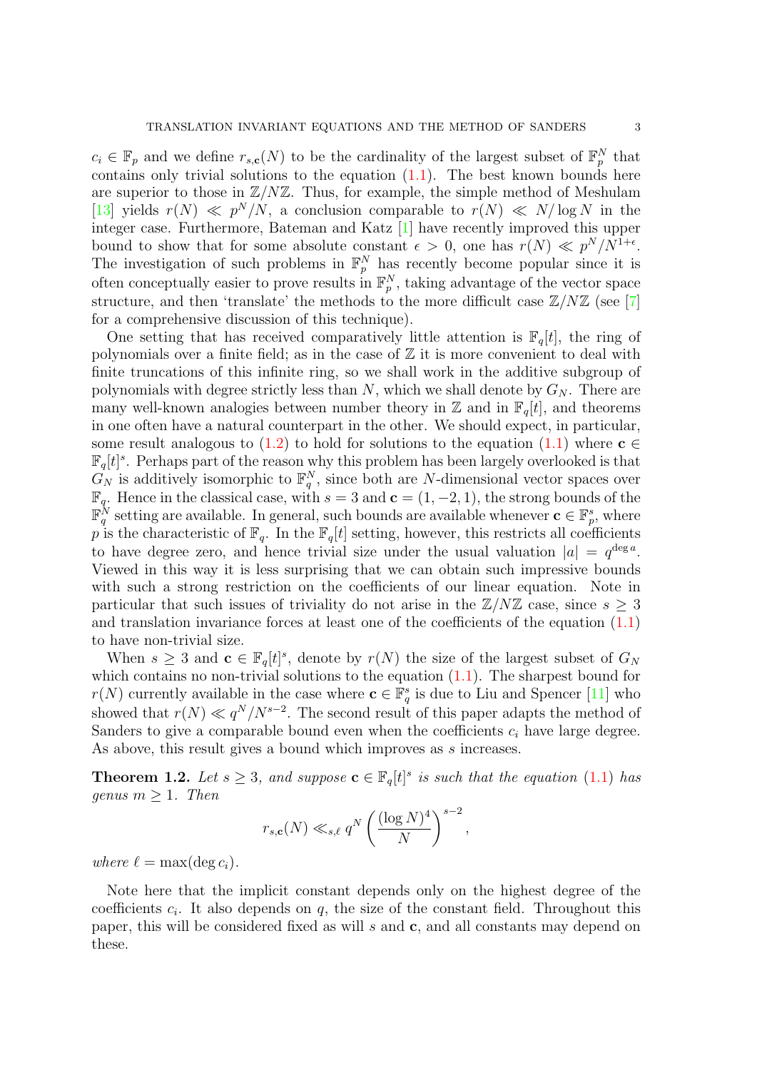$c_i \in \mathbb{F}_p$ and we define $r_{s,\mathbf{c}}(N)$ to be the cardinality of the largest subset of $\mathbb{F}_p^N$ that contains only trivial solutions to the equation (1.1). The best known bounds here are superior to those in $\mathbb{Z}/N\mathbb{Z}$. Thus, for example, the simple method of Meshulam [13] yields $r(N) \ll p^N/N$, a conclusion comparable to $r(N) \ll N/\log N$ in the integer case. Furthermore, Bateman and Katz [1] have recently improved this upper bound to show that for some absolute constant $\epsilon > 0$, one has $r(N) \ll p^N/N^{1+\epsilon}$. The investigation of such problems in $\mathbb{F}_p^N$ has recently become popular since it is often conceptually easier to prove results in $\mathbb{F}_p^N$, taking advantage of the vector space structure, and then 'translate' the methods to the more difficult case $\mathbb{Z}/N\mathbb{Z}$ (see [7] for a comprehensive discussion of this technique).

One setting that has received comparatively little attention is $\mathbb{F}_q[t]$, the ring of polynomials over a finite field; as in the case of $\mathbb{Z}$ it is more convenient to deal with finite truncations of this infinite ring, so we shall work in the additive subgroup of polynomials with degree strictly less than $N$, which we shall denote by $G_N$. There are many well-known analogies between number theory in $\mathbb{Z}$ and in $\mathbb{F}_q[t]$, and theorems in one often have a natural counterpart in the other. We should expect, in particular, some result analogous to (1.2) to hold for solutions to the equation (1.1) where $\mathbf{c} \in \mathbb{F}_q[t]^s$. Perhaps part of the reason why this problem has been largely overlooked is that $G_N$ is additively isomorphic to $\mathbb{F}_q^N$, since both are $N$-dimensional vector spaces over $\mathbb{F}_q$. Hence in the classical case, with $s = 3$ and $\mathbf{c} = (1, -2, 1)$, the strong bounds of the $\mathbb{F}_q^N$ setting are available. In general, such bounds are available whenever $\mathbf{c} \in \mathbb{F}_p^s$, where $p$ is the characteristic of $\mathbb{F}_q$. In the $\mathbb{F}_q[t]$ setting, however, this restricts all coefficients to have degree zero, and hence trivial size under the usual valuation $|a| = q^{\deg a}$. Viewed in this way it is less surprising that we can obtain such impressive bounds with such a strong restriction on the coefficients of our linear equation. Note in particular that such issues of triviality do not arise in the $\mathbb{Z}/N\mathbb{Z}$ case, since $s \geq 3$ and translation invariance forces at least one of the coefficients of the equation (1.1) to have non-trivial size.

When $s \geq 3$ and $\mathbf{c} \in \mathbb{F}_q[t]^s$, denote by $r(N)$ the size of the largest subset of $G_N$ which contains no non-trivial solutions to the equation (1.1). The sharpest bound for $r(N)$ currently available in the case where $\mathbf{c} \in \mathbb{F}_q^s$ is due to Liu and Spencer [11] who showed that $r(N) \ll q^N/N^{s-2}$. The second result of this paper adapts the method of Sanders to give a comparable bound even when the coefficients $c_i$ have large degree. As above, this result gives a bound which improves as $s$ increases.

**Theorem 1.2.** *Let $s \geq 3$, and suppose $\mathbf{c} \in \mathbb{F}_q[t]^s$ is such that the equation (1.1) has genus $m \geq 1$. Then*

$$r_{s,\mathbf{c}}(N) \ll_{s,\ell} q^N \left( \frac{(\log N)^4}{N} \right)^{s-2},$$

*where $\ell = \max(\deg c_i)$.*

Note here that the implicit constant depends only on the highest degree of the coefficients $c_i$. It also depends on $q$, the size of the constant field. Throughout this paper, this will be considered fixed as will $s$ and $\mathbf{c}$, and all constants may depend on these.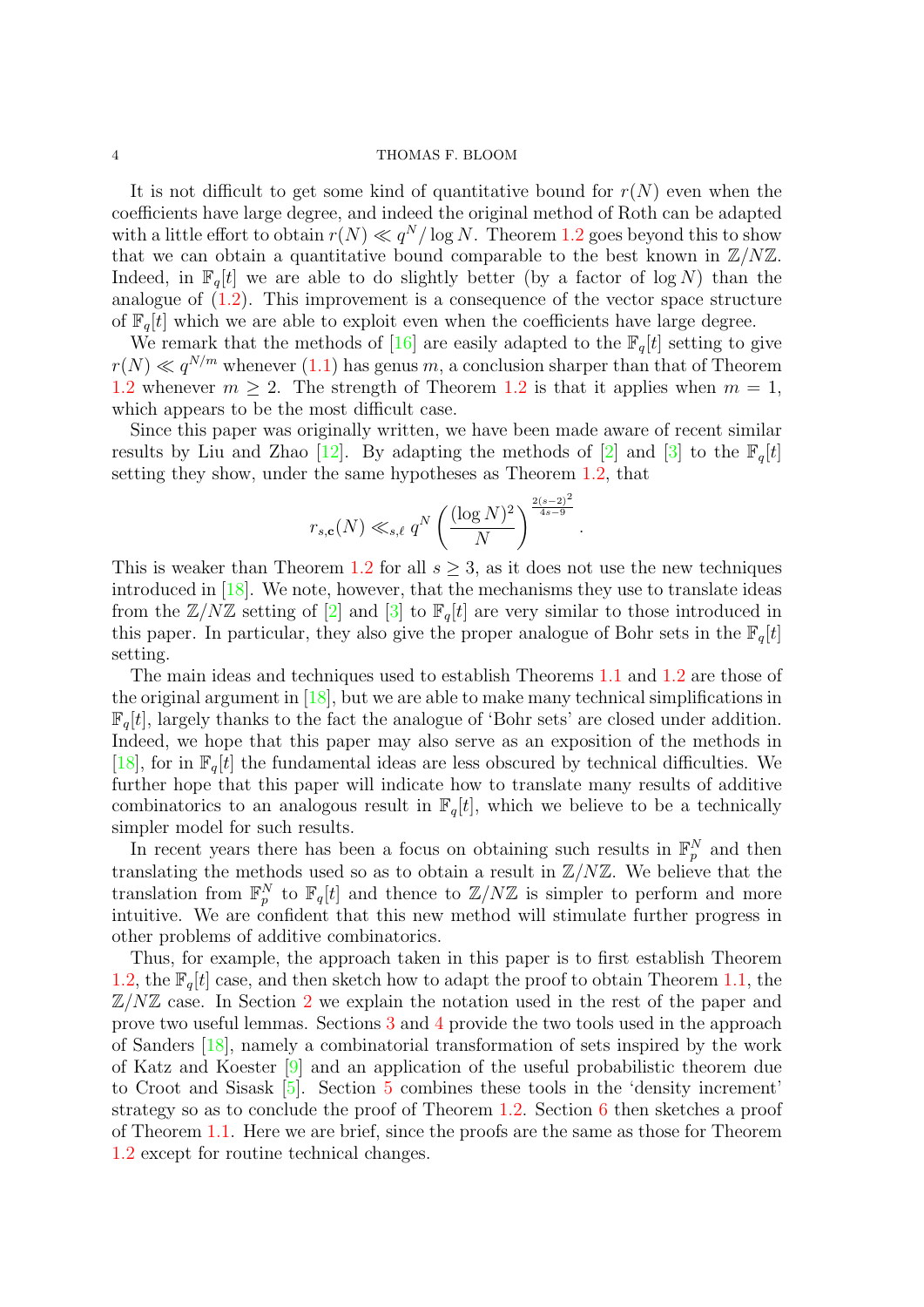It is not difficult to get some kind of quantitative bound for $r(N)$ even when the coefficients have large degree, and indeed the original method of Roth can be adapted with a little effort to obtain $r(N) \ll q^N/\log N$. Theorem 1.2 goes beyond this to show that we can obtain a quantitative bound comparable to the best known in $\mathbb{Z}/N\mathbb{Z}$. Indeed, in $\mathbb{F}_q[t]$ we are able to do slightly better (by a factor of $\log N$) than the analogue of (1.2). This improvement is a consequence of the vector space structure of $\mathbb{F}_q[t]$ which we are able to exploit even when the coefficients have large degree.

We remark that the methods of [16] are easily adapted to the $\mathbb{F}_q[t]$ setting to give $r(N) \ll q^{N/m}$ whenever (1.1) has genus $m$, a conclusion sharper than that of Theorem 1.2 whenever $m \geq 2$. The strength of Theorem 1.2 is that it applies when $m = 1$, which appears to be the most difficult case.

Since this paper was originally written, we have been made aware of recent similar results by Liu and Zhao [12]. By adapting the methods of [2] and [3] to the $\mathbb{F}_q[t]$ setting they show, under the same hypotheses as Theorem 1.2, that

$$r_{s,\mathbf{c}}(N) \ll_{s,\ell} q^N \left(\frac{(\log N)^2}{N}\right)^{\frac{2(s-2)^2}{4s-9}}.$$

This is weaker than Theorem 1.2 for all $s \geq 3$, as it does not use the new techniques introduced in [18]. We note, however, that the mechanisms they use to translate ideas from the $\mathbb{Z}/N\mathbb{Z}$ setting of [2] and [3] to $\mathbb{F}_q[t]$ are very similar to those introduced in this paper. In particular, they also give the proper analogue of Bohr sets in the $\mathbb{F}_q[t]$ setting.

The main ideas and techniques used to establish Theorems 1.1 and 1.2 are those of the original argument in [18], but we are able to make many technical simplifications in $\mathbb{F}_q[t]$, largely thanks to the fact the analogue of 'Bohr sets' are closed under addition. Indeed, we hope that this paper may also serve as an exposition of the methods in [18], for in $\mathbb{F}_q[t]$ the fundamental ideas are less obscured by technical difficulties. We further hope that this paper will indicate how to translate many results of additive combinatorics to an analogous result in $\mathbb{F}_q[t]$, which we believe to be a technically simpler model for such results.

In recent years there has been a focus on obtaining such results in $\mathbb{F}_p^N$ and then translating the methods used so as to obtain a result in $\mathbb{Z}/N\mathbb{Z}$. We believe that the translation from $\mathbb{F}_p^N$ to $\mathbb{F}_q[t]$ and thence to $\mathbb{Z}/N\mathbb{Z}$ is simpler to perform and more intuitive. We are confident that this new method will stimulate further progress in other problems of additive combinatorics.

Thus, for example, the approach taken in this paper is to first establish Theorem 1.2, the $\mathbb{F}_q[t]$ case, and then sketch how to adapt the proof to obtain Theorem 1.1, the $\mathbb{Z}/N\mathbb{Z}$ case. In Section 2 we explain the notation used in the rest of the paper and prove two useful lemmas. Sections 3 and 4 provide the two tools used in the approach of Sanders [18], namely a combinatorial transformation of sets inspired by the work of Katz and Koester [9] and an application of the useful probabilistic theorem due to Croot and Sisask [5]. Section 5 combines these tools in the 'density increment' strategy so as to conclude the proof of Theorem 1.2. Section 6 then sketches a proof of Theorem 1.1. Here we are brief, since the proofs are the same as those for Theorem 1.2 except for routine technical changes.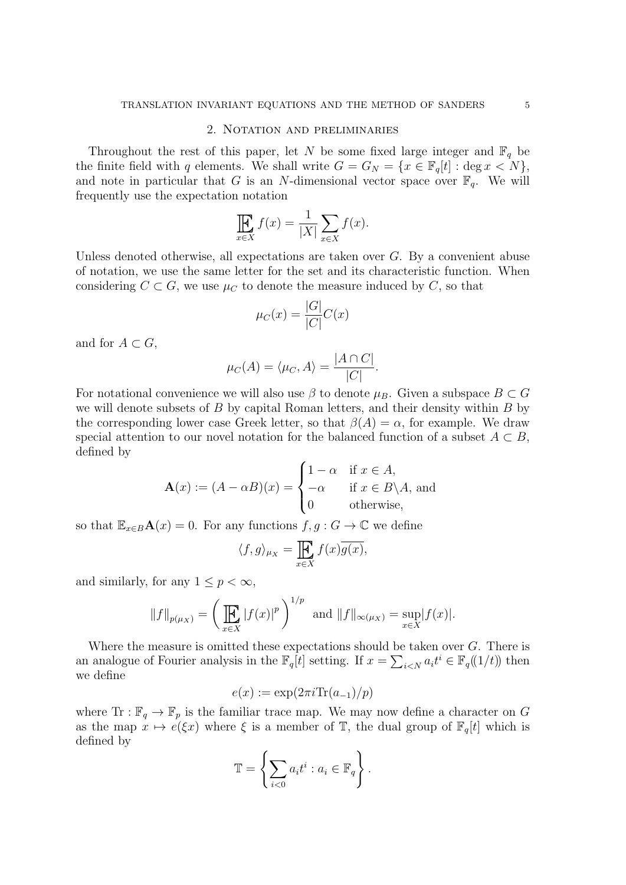## 2. Notation and preliminaries

Throughout the rest of this paper, let $N$ be some fixed large integer and $\mathbb{F}_q$ be the finite field with $q$ elements. We shall write $G = G_N = \{x \in \mathbb{F}_q[t] : \deg x < N\}$, and note in particular that $G$ is an $N$-dimensional vector space over $\mathbb{F}_q$. We will frequently use the expectation notation

$$\mathop{\mathbb{E}}_{x \in X} f(x) = \frac{1}{|X|} \sum_{x \in X} f(x).$$

Unless denoted otherwise, all expectations are taken over $G$. By a convenient abuse of notation, we use the same letter for the set and its characteristic function. When considering $C \subset G$, we use $\mu_C$ to denote the measure induced by $C$, so that

$$\mu_C(x) = \frac{|G|}{|C|} C(x)$$

and for $A \subset G$,

$$\mu_C(A) = \langle \mu_C, A \rangle = \frac{|A \cap C|}{|C|}.$$

For notational convenience we will also use $\beta$ to denote $\mu_B$. Given a subspace $B \subset G$ we will denote subsets of $B$ by capital Roman letters, and their density within $B$ by the corresponding lower case Greek letter, so that $\beta(A) = \alpha$, for example. We draw special attention to our novel notation for the balanced function of a subset $A \subset B$, defined by

$$\mathbf{A}(x) := (A - \alpha B)(x) = \begin{cases} 1 - \alpha & \text{if } x \in A, \\ -\alpha & \text{if } x \in B \backslash A, \text{ and} \\ 0 & \text{otherwise,} \end{cases}$$

so that $\mathbb{E}_{x \in B} \mathbf{A}(x) = 0$. For any functions $f, g : G \to \mathbb{C}$ we define

$$\langle f, g \rangle_{\mu_X} = \mathop{\mathbb{E}}_{x \in X} f(x) \overline{g(x)},$$

and similarly, for any $1 \leq p < \infty$,

$$\|f\|_{p(\mu_X)} = \left( \mathop{\mathbb{E}}_{x \in X} |f(x)|^p \right)^{1/p} \text{ and } \|f\|_{\infty(\mu_X)} = \sup_{x \in X} |f(x)|.$$

Where the measure is omitted these expectations should be taken over $G$. There is an analogue of Fourier analysis in the $\mathbb{F}_q[t]$ setting. If $x = \sum_{i<N} a_i t^i \in \mathbb{F}_q((1/t))$ then we define

$$e(x) := \exp(2\pi i \mathrm{Tr}(a_{-1})/p)$$

where $\mathrm{Tr} : \mathbb{F}_q \to \mathbb{F}_p$ is the familiar trace map. We may now define a character on $G$ as the map $x \mapsto e(\xi x)$ where $\xi$ is a member of $\mathbb{T}$, the dual group of $\mathbb{F}_q[t]$ which is defined by

$$\mathbb{T} = \left\{ \sum_{i<0} a_i t^i : a_i \in \mathbb{F}_q \right\}.$$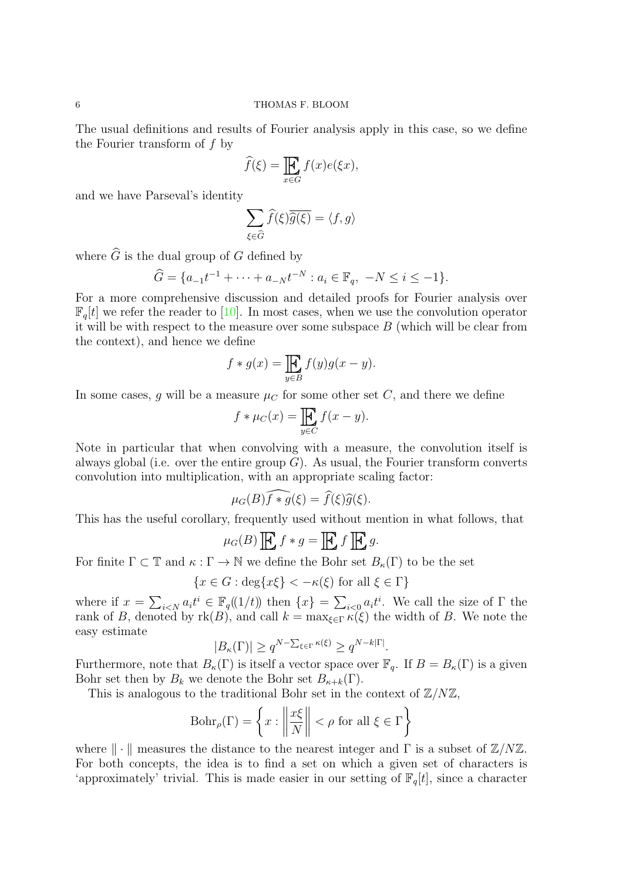The usual definitions and results of Fourier analysis apply in this case, so we define the Fourier transform of $f$ by

$$\widehat{f}(\xi) = \mathop{\mathbb{E}}_{x\in G} f(x)e(\xi x),$$

and we have Parseval's identity

$$\sum_{\xi\in\widehat{G}} \widehat{f}(\xi)\overline{\widehat{g}(\xi)} = \langle f, g\rangle$$

where $\widehat{G}$ is the dual group of $G$ defined by

$$\widehat{G} = \{a_{-1}t^{-1} + \cdots + a_{-N}t^{-N} : a_i \in \mathbb{F}_q,\ -N \leq i \leq -1\}.$$

For a more comprehensive discussion and detailed proofs for Fourier analysis over $\mathbb{F}_q[t]$ we refer the reader to [10]. In most cases, when we use the convolution operator it will be with respect to the measure over some subspace $B$ (which will be clear from the context), and hence we define

$$f * g(x) = \mathop{\mathbb{E}}_{y\in B} f(y)g(x-y).$$

In some cases, $g$ will be a measure $\mu_C$ for some other set $C$, and there we define

$$f * \mu_C(x) = \mathop{\mathbb{E}}_{y\in C} f(x-y).$$

Note in particular that when convolving with a measure, the convolution itself is always global (i.e. over the entire group $G$). As usual, the Fourier transform converts convolution into multiplication, with an appropriate scaling factor:

$$\mu_G(B)\widehat{f*g}(\xi) = \widehat{f}(\xi)\widehat{g}(\xi).$$

This has the useful corollary, frequently used without mention in what follows, that

$$\mu_G(B)\mathop{\mathbb{E}} f * g = \mathop{\mathbb{E}} f \mathop{\mathbb{E}} g.$$

For finite $\Gamma \subset \mathbb{T}$ and $\kappa : \Gamma \to \mathbb{N}$ we define the Bohr set $B_\kappa(\Gamma)$ to be the set

$$\{x \in G : \deg\{x\xi\} < -\kappa(\xi) \text{ for all } \xi \in \Gamma\}$$

where if $x = \sum_{i<N} a_i t^i \in \mathbb{F}_q((1/t))$ then $\{x\} = \sum_{i<0} a_i t^i$. We call the size of $\Gamma$ the rank of $B$, denoted by $\mathrm{rk}(B)$, and call $k = \max_{\xi\in\Gamma}\kappa(\xi)$ the width of $B$. We note the easy estimate

$$\lvert B_\kappa(\Gamma)\rvert \geq q^{N-\sum_{\xi\in\Gamma}\kappa(\xi)} \geq q^{N-k\lvert\Gamma\rvert}.$$

Furthermore, note that $B_\kappa(\Gamma)$ is itself a vector space over $\mathbb{F}_q$. If $B = B_\kappa(\Gamma)$ is a given Bohr set then by $B_k$ we denote the Bohr set $B_{\kappa+k}(\Gamma)$.

This is analogous to the traditional Bohr set in the context of $\mathbb{Z}/N\mathbb{Z}$,

$$\mathrm{Bohr}_\rho(\Gamma) = \left\{ x : \left\lVert \frac{x\xi}{N} \right\rVert < \rho \text{ for all } \xi \in \Gamma \right\}$$

where $\lVert\cdot\rVert$ measures the distance to the nearest integer and $\Gamma$ is a subset of $\mathbb{Z}/N\mathbb{Z}$. For both concepts, the idea is to find a set on which a given set of characters is 'approximately' trivial. This is made easier in our setting of $\mathbb{F}_q[t]$, since a character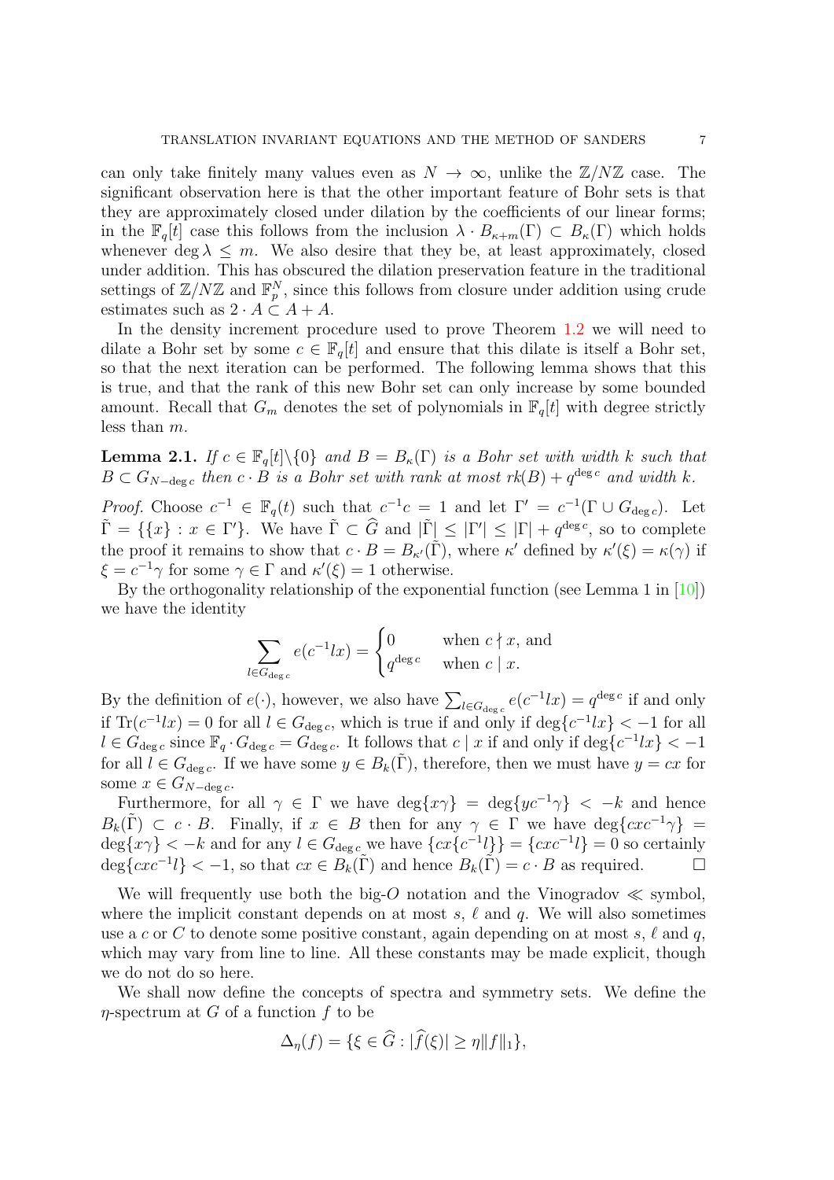can only take finitely many values even as $N \to \infty$, unlike the $\mathbb{Z}/N\mathbb{Z}$ case. The significant observation here is that the other important feature of Bohr sets is that they are approximately closed under dilation by the coefficients of our linear forms; in the $\mathbb{F}_q[t]$ case this follows from the inclusion $\lambda \cdot B_{\kappa+m}(\Gamma) \subset B_\kappa(\Gamma)$ which holds whenever $\deg \lambda \leq m$. We also desire that they be, at least approximately, closed under addition. This has obscured the dilation preservation feature in the traditional settings of $\mathbb{Z}/N\mathbb{Z}$ and $\mathbb{F}_p^N$, since this follows from closure under addition using crude estimates such as $2 \cdot A \subset A + A$.

In the density increment procedure used to prove Theorem 1.2 we will need to dilate a Bohr set by some $c \in \mathbb{F}_q[t]$ and ensure that this dilate is itself a Bohr set, so that the next iteration can be performed. The following lemma shows that this is true, and that the rank of this new Bohr set can only increase by some bounded amount. Recall that $G_m$ denotes the set of polynomials in $\mathbb{F}_q[t]$ with degree strictly less than $m$.

**Lemma 2.1.** *If $c \in \mathbb{F}_q[t]\backslash\{0\}$ and $B = B_\kappa(\Gamma)$ is a Bohr set with width $k$ such that $B \subset G_{N-\deg c}$ then $c \cdot B$ is a Bohr set with rank at most $rk(B) + q^{\deg c}$ and width $k$.*

*Proof.* Choose $c^{-1} \in \mathbb{F}_q(t)$ such that $c^{-1}c = 1$ and let $\Gamma' = c^{-1}(\Gamma \cup G_{\deg c})$. Let $\tilde{\Gamma} = \{\{x\} : x \in \Gamma'\}$. We have $\tilde{\Gamma} \subset \widehat{G}$ and $|\tilde{\Gamma}| \leq |\Gamma'| \leq |\Gamma| + q^{\deg c}$, so to complete the proof it remains to show that $c \cdot B = B_{\kappa'}(\tilde{\Gamma})$, where $\kappa'$ defined by $\kappa'(\xi) = \kappa(\gamma)$ if $\xi = c^{-1}\gamma$ for some $\gamma \in \Gamma$ and $\kappa'(\xi) = 1$ otherwise.

By the orthogonality relationship of the exponential function (see Lemma 1 in [10]) we have the identity

$$\sum_{l \in G_{\deg c}} e(c^{-1}lx) = \begin{cases} 0 & \text{when } c \nmid x, \text{ and} \\ q^{\deg c} & \text{when } c \mid x. \end{cases}$$

By the definition of $e(\cdot)$, however, we also have $\sum_{l \in G_{\deg c}} e(c^{-1}lx) = q^{\deg c}$ if and only if $\mathrm{Tr}(c^{-1}lx) = 0$ for all $l \in G_{\deg c}$, which is true if and only if $\deg\{c^{-1}lx\} < -1$ for all $l \in G_{\deg c}$ since $\mathbb{F}_q \cdot G_{\deg c} = G_{\deg c}$. It follows that $c \mid x$ if and only if $\deg\{c^{-1}lx\} < -1$ for all $l \in G_{\deg c}$. If we have some $y \in B_k(\tilde{\Gamma})$, therefore, then we must have $y = cx$ for some $x \in G_{N-\deg c}$.

Furthermore, for all $\gamma \in \Gamma$ we have $\deg\{x\gamma\} = \deg\{yc^{-1}\gamma\} < -k$ and hence $B_k(\tilde{\Gamma}) \subset c \cdot B$. Finally, if $x \in B$ then for any $\gamma \in \Gamma$ we have $\deg\{cxc^{-1}\gamma\} = \deg\{x\gamma\} < -k$ and for any $l \in G_{\deg c}$ we have $\{cx\{c^{-1}l\}\} = \{cxc^{-1}l\} = 0$ so certainly $\deg\{cxc^{-1}l\} < -1$, so that $cx \in B_k(\tilde{\Gamma})$ and hence $B_k(\tilde{\Gamma}) = c \cdot B$ as required. $\square$

We will frequently use both the big-$O$ notation and the Vinogradov $\ll$ symbol, where the implicit constant depends on at most $s$, $\ell$ and $q$. We will also sometimes use a $c$ or $C$ to denote some positive constant, again depending on at most $s$, $\ell$ and $q$, which may vary from line to line. All these constants may be made explicit, though we do not do so here.

We shall now define the concepts of spectra and symmetry sets. We define the $\eta$-spectrum at $G$ of a function $f$ to be

$$\Delta_\eta(f) = \{\xi \in \widehat{G} : |\widehat{f}(\xi)| \geq \eta \|f\|_1\},$$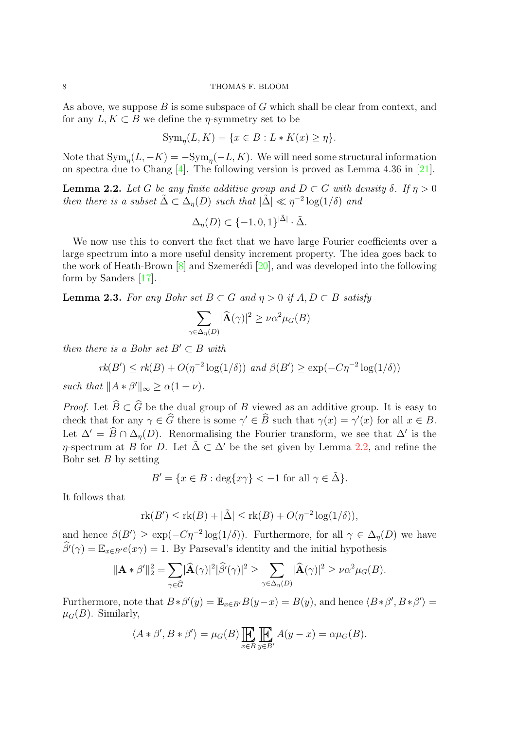As above, we suppose $B$ is some subspace of $G$ which shall be clear from context, and for any $L, K \subset B$ we define the $\eta$-symmetry set to be

$$\mathrm{Sym}_\eta(L, K) = \{x \in B : L * K(x) \geq \eta\}.$$

Note that $\mathrm{Sym}_\eta(L, -K) = -\mathrm{Sym}_\eta(-L, K)$. We will need some structural information on spectra due to Chang [4]. The following version is proved as Lemma 4.36 in [21].

**Lemma 2.2.** *Let $G$ be any finite additive group and $D \subset G$ with density $\delta$. If $\eta > 0$ then there is a subset $\tilde{\Delta} \subset \Delta_\eta(D)$ such that $|\tilde{\Delta}| \ll \eta^{-2} \log(1/\delta)$ and*

$$\Delta_\eta(D) \subset \{-1, 0, 1\}^{|\tilde{\Delta}|} \cdot \tilde{\Delta}.$$

We now use this to convert the fact that we have large Fourier coefficients over a large spectrum into a more useful density increment property. The idea goes back to the work of Heath-Brown [8] and Szemerédi [20], and was developed into the following form by Sanders [17].

**Lemma 2.3.** *For any Bohr set $B \subset G$ and $\eta > 0$ if $A, D \subset B$ satisfy*

$$\sum_{\gamma \in \Delta_\eta(D)} |\widehat{\mathbf{A}}(\gamma)|^2 \geq \nu \alpha^2 \mu_G(B)$$

*then there is a Bohr set $B' \subset B$ with*

$$rk(B') \leq rk(B) + O(\eta^{-2} \log(1/\delta)) \text{ and } \beta(B') \geq \exp(-C\eta^{-2} \log(1/\delta))$$

*such that $\|A * \beta'\|_\infty \geq \alpha(1 + \nu)$.*

*Proof.* Let $\widehat{B} \subset \widehat{G}$ be the dual group of $B$ viewed as an additive group. It is easy to check that for any $\gamma \in \widehat{G}$ there is some $\gamma' \in \widehat{B}$ such that $\gamma(x) = \gamma'(x)$ for all $x \in B$. Let $\Delta' = \widehat{B} \cap \Delta_\eta(D)$. Renormalising the Fourier transform, we see that $\Delta'$ is the $\eta$-spectrum at $B$ for $D$. Let $\tilde{\Delta} \subset \Delta'$ be the set given by Lemma 2.2, and refine the Bohr set $B$ by setting

$$B' = \{x \in B : \deg\{x\gamma\} < -1 \text{ for all } \gamma \in \tilde{\Delta}\}.$$

It follows that

$$\mathrm{rk}(B') \leq \mathrm{rk}(B) + |\tilde{\Delta}| \leq \mathrm{rk}(B) + O(\eta^{-2} \log(1/\delta)),$$

and hence $\beta(B') \geq \exp(-C\eta^{-2} \log(1/\delta))$. Furthermore, for all $\gamma \in \Delta_\eta(D)$ we have $\widehat{\beta'}(\gamma) = \mathbb{E}_{x \in B'} e(x\gamma) = 1$. By Parseval's identity and the initial hypothesis

$$\|\mathbf{A} * \beta'\|_2^2 = \sum_{\gamma \in \widehat{G}} |\widehat{\mathbf{A}}(\gamma)|^2 |\widehat{\beta'}(\gamma)|^2 \geq \sum_{\gamma \in \Delta_\eta(D)} |\widehat{\mathbf{A}}(\gamma)|^2 \geq \nu \alpha^2 \mu_G(B).$$

Furthermore, note that $B * \beta'(y) = \mathbb{E}_{x \in B'} B(y - x) = B(y)$, and hence $\langle B * \beta', B * \beta' \rangle = \mu_G(B)$. Similarly,

$$\langle A * \beta', B * \beta' \rangle = \mu_G(B) \mathbb{E}_{x \in B} \mathbb{E}_{y \in B'} A(y - x) = \alpha \mu_G(B).$$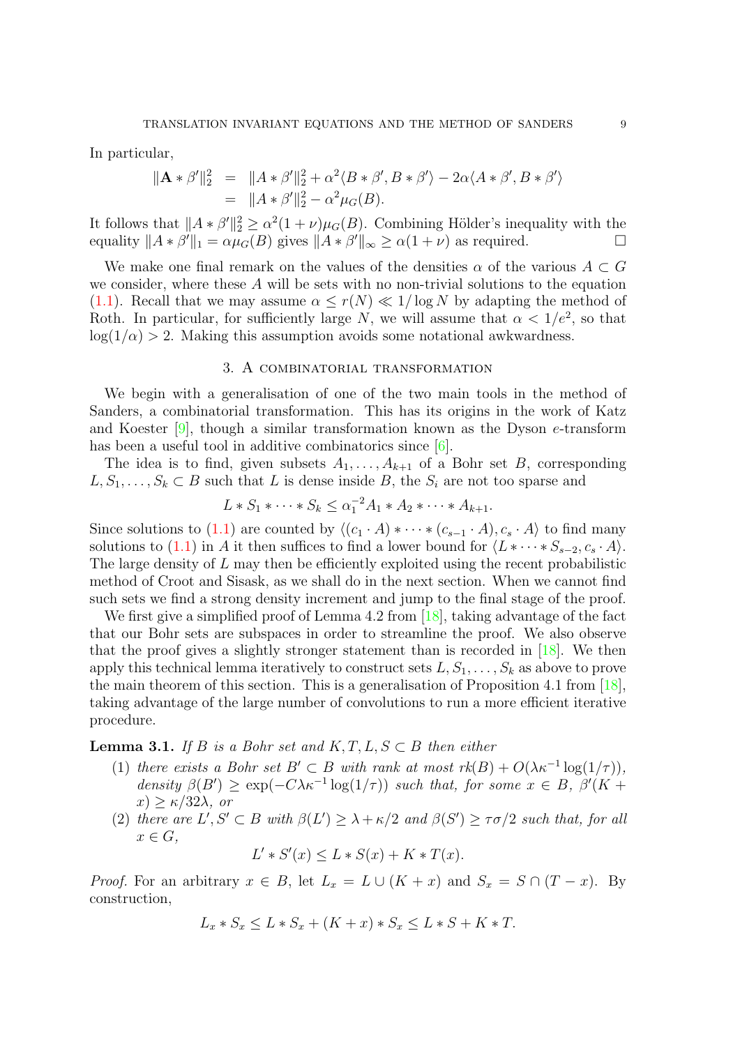In particular,

$$\begin{aligned}\|\mathbf{A} * \beta'\|_2^2 &= \|A * \beta'\|_2^2 + \alpha^2 \langle B * \beta', B * \beta' \rangle - 2\alpha \langle A * \beta', B * \beta' \rangle \\ &= \|A * \beta'\|_2^2 - \alpha^2 \mu_G(B).\end{aligned}$$

It follows that $\|A * \beta'\|_2^2 \geq \alpha^2(1+\nu)\mu_G(B)$. Combining Hölder's inequality with the equality $\|A * \beta'\|_1 = \alpha \mu_G(B)$ gives $\|A * \beta'\|_\infty \geq \alpha(1+\nu)$ as required. □

We make one final remark on the values of the densities $\alpha$ of the various $A \subset G$ we consider, where these $A$ will be sets with no non-trivial solutions to the equation (1.1). Recall that we may assume $\alpha \leq r(N) \ll 1/\log N$ by adapting the method of Roth. In particular, for sufficiently large $N$, we will assume that $\alpha < 1/e^2$, so that $\log(1/\alpha) > 2$. Making this assumption avoids some notational awkwardness.

## 3. A combinatorial transformation

We begin with a generalisation of one of the two main tools in the method of Sanders, a combinatorial transformation. This has its origins in the work of Katz and Koester [9], though a similar transformation known as the Dyson $e$-transform has been a useful tool in additive combinatorics since [6].

The idea is to find, given subsets $A_1, \ldots, A_{k+1}$ of a Bohr set $B$, corresponding $L, S_1, \ldots, S_k \subset B$ such that $L$ is dense inside $B$, the $S_i$ are not too sparse and

$$L * S_1 * \cdots * S_k \leq \alpha_1^{-2} A_1 * A_2 * \cdots * A_{k+1}.$$

Since solutions to (1.1) are counted by $\langle (c_1 \cdot A) * \cdots * (c_{s-1} \cdot A), c_s \cdot A \rangle$ to find many solutions to (1.1) in $A$ it then suffices to find a lower bound for $\langle L * \cdots * S_{s-2}, c_s \cdot A \rangle$. The large density of $L$ may then be efficiently exploited using the recent probabilistic method of Croot and Sisask, as we shall do in the next section. When we cannot find such sets we find a strong density increment and jump to the final stage of the proof.

We first give a simplified proof of Lemma 4.2 from [18], taking advantage of the fact that our Bohr sets are subspaces in order to streamline the proof. We also observe that the proof gives a slightly stronger statement than is recorded in [18]. We then apply this technical lemma iteratively to construct sets $L, S_1, \ldots, S_k$ as above to prove the main theorem of this section. This is a generalisation of Proposition 4.1 from [18], taking advantage of the large number of convolutions to run a more efficient iterative procedure.

**Lemma 3.1.** *If $B$ is a Bohr set and $K, T, L, S \subset B$ then either*

1. *there exists a Bohr set $B' \subset B$ with rank at most $rk(B) + O(\lambda\kappa^{-1}\log(1/\tau))$, density $\beta(B') \geq \exp(-C\lambda\kappa^{-1}\log(1/\tau))$ such that, for some $x \in B$, $\beta'(K + x) \geq \kappa/32\lambda$, or*
2. *there are $L', S' \subset B$ with $\beta(L') \geq \lambda + \kappa/2$ and $\beta(S') \geq \tau\sigma/2$ such that, for all $x \in G$,*

$$L' * S'(x) \leq L * S(x) + K * T(x).$$

*Proof.* For an arbitrary $x \in B$, let $L_x = L \cup (K + x)$ and $S_x = S \cap (T - x)$. By construction,

$$L_x * S_x \leq L * S_x + (K + x) * S_x \leq L * S + K * T.$$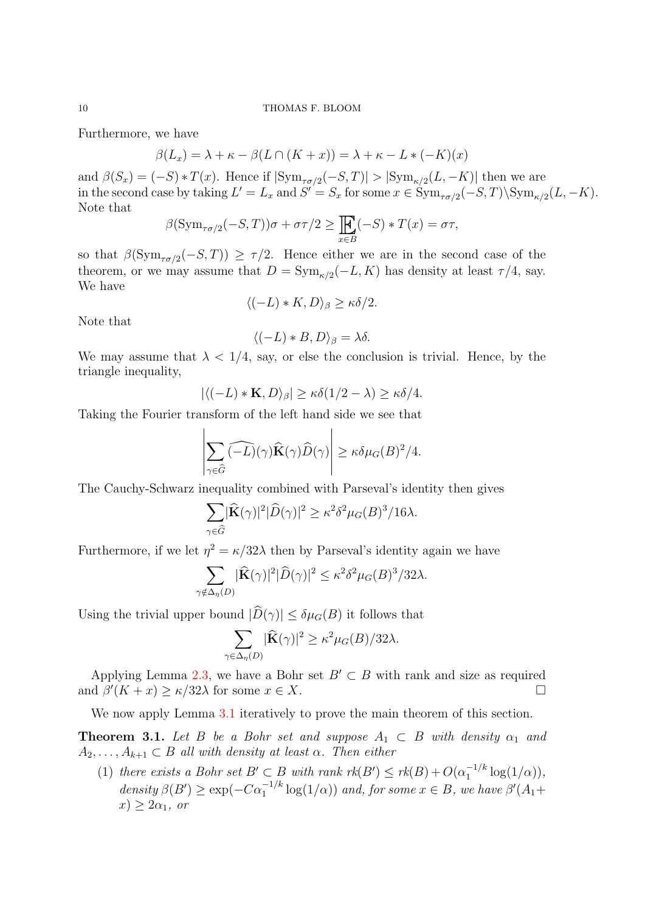Furthermore, we have

$$\beta(L_x) = \lambda + \kappa - \beta(L \cap (K + x)) = \lambda + \kappa - L * (-K)(x)$$

and $\beta(S_x) = (-S) * T(x)$. Hence if $|\mathrm{Sym}_{\tau\sigma/2}(-S, T)| > |\mathrm{Sym}_{\kappa/2}(L, -K)|$ then we are in the second case by taking $L' = L_x$ and $S' = S_x$ for some $x \in \mathrm{Sym}_{\tau\sigma/2}(-S, T)\backslash\mathrm{Sym}_{\kappa/2}(L, -K)$. Note that

$$\beta(\mathrm{Sym}_{\tau\sigma/2}(-S, T))\sigma + \sigma\tau/2 \geq \mathop{\mathbb{E}}_{x\in B}(-S) * T(x) = \sigma\tau,$$

so that $\beta(\mathrm{Sym}_{\tau\sigma/2}(-S, T)) \geq \tau/2$. Hence either we are in the second case of the theorem, or we may assume that $D = \mathrm{Sym}_{\kappa/2}(-L, K)$ has density at least $\tau/4$, say. We have

$$\langle(-L) * K, D\rangle_\beta \geq \kappa\delta/2.$$

Note that

$$\langle(-L) * B, D\rangle_\beta = \lambda\delta.$$

We may assume that $\lambda < 1/4$, say, or else the conclusion is trivial. Hence, by the triangle inequality,

$$|\langle(-L) * \mathbf{K}, D\rangle_\beta| \geq \kappa\delta(1/2 - \lambda) \geq \kappa\delta/4.$$

Taking the Fourier transform of the left hand side we see that

$$\left|\sum_{\gamma\in\widehat{G}} \widehat{(-L)}(\gamma)\widehat{\mathbf{K}}(\gamma)\widehat{D}(\gamma)\right| \geq \kappa\delta\mu_G(B)^2/4.$$

The Cauchy-Schwarz inequality combined with Parseval's identity then gives

$$\sum_{\gamma\in\widehat{G}} |\widehat{\mathbf{K}}(\gamma)|^2|\widehat{D}(\gamma)|^2 \geq \kappa^2\delta^2\mu_G(B)^3/16\lambda.$$

Furthermore, if we let $\eta^2 = \kappa/32\lambda$ then by Parseval's identity again we have

$$\sum_{\gamma\notin\Delta_\eta(D)} |\widehat{\mathbf{K}}(\gamma)|^2|\widehat{D}(\gamma)|^2 \leq \kappa^2\delta^2\mu_G(B)^3/32\lambda.$$

Using the trivial upper bound $|\widehat{D}(\gamma)| \leq \delta\mu_G(B)$ it follows that

$$\sum_{\gamma\in\Delta_\eta(D)} |\widehat{\mathbf{K}}(\gamma)|^2 \geq \kappa^2\mu_G(B)/32\lambda.$$

Applying Lemma 2.3, we have a Bohr set $B' \subset B$ with rank and size as required and $\beta'(K + x) \geq \kappa/32\lambda$ for some $x \in X$. □

We now apply Lemma 3.1 iteratively to prove the main theorem of this section.

**Theorem 3.1.** *Let $B$ be a Bohr set and suppose $A_1 \subset B$ with density $\alpha_1$ and $A_2, \ldots, A_{k+1} \subset B$ all with density at least $\alpha$. Then either*

1. *there exists a Bohr set $B' \subset B$ with rank $rk(B') \leq rk(B) + O(\alpha_1^{-1/k}\log(1/\alpha))$, density $\beta(B') \geq \exp(-C\alpha_1^{-1/k}\log(1/\alpha))$ and, for some $x \in B$, we have $\beta'(A_1 + x) \geq 2\alpha_1$, or*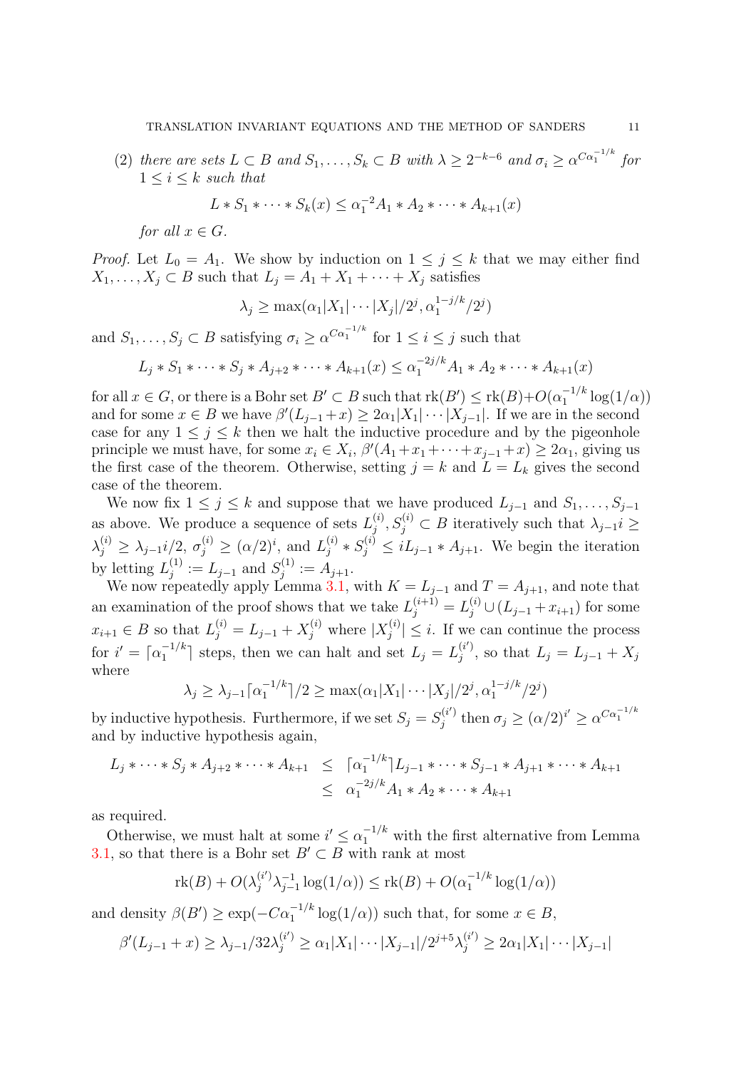(2) *there are sets $L \subset B$ and $S_1, \ldots, S_k \subset B$ with $\lambda \geq 2^{-k-6}$ and $\sigma_i \geq \alpha^{C\alpha_1^{-1/k}}$ for $1 \leq i \leq k$ such that*

$$L * S_1 * \cdots * S_k(x) \leq \alpha_1^{-2} A_1 * A_2 * \cdots * A_{k+1}(x)$$

*for all $x \in G$.*

*Proof.* Let $L_0 = A_1$. We show by induction on $1 \leq j \leq k$ that we may either find $X_1, \ldots, X_j \subset B$ such that $L_j = A_1 + X_1 + \cdots + X_j$ satisfies

$$\lambda_j \geq \max(\alpha_1 |X_1| \cdots |X_j|/2^j, \alpha_1^{1-j/k}/2^j)$$

and $S_1, \ldots, S_j \subset B$ satisfying $\sigma_i \geq \alpha^{C\alpha_1^{-1/k}}$ for $1 \leq i \leq j$ such that

$$L_j * S_1 * \cdots * S_j * A_{j+2} * \cdots * A_{k+1}(x) \leq \alpha_1^{-2j/k} A_1 * A_2 * \cdots * A_{k+1}(x)$$

for all $x \in G$, or there is a Bohr set $B' \subset B$ such that $\mathrm{rk}(B') \leq \mathrm{rk}(B) + O(\alpha_1^{-1/k} \log(1/\alpha))$ and for some $x \in B$ we have $\beta'(L_{j-1} + x) \geq 2\alpha_1 |X_1| \cdots |X_{j-1}|$. If we are in the second case for any $1 \leq j \leq k$ then we halt the inductive procedure and by the pigeonhole principle we must have, for some $x_i \in X_i$, $\beta'(A_1 + x_1 + \cdots + x_{j-1} + x) \geq 2\alpha_1$, giving us the first case of the theorem. Otherwise, setting $j = k$ and $L = L_k$ gives the second case of the theorem.

We now fix $1 \leq j \leq k$ and suppose that we have produced $L_{j-1}$ and $S_1, \ldots, S_{j-1}$ as above. We produce a sequence of sets $L_j^{(i)}, S_j^{(i)} \subset B$ iteratively such that $\lambda_{j-1} i \geq \lambda_j^{(i)} \geq \lambda_{j-1} i/2$, $\sigma_j^{(i)} \geq (\alpha/2)^i$, and $L_j^{(i)} * S_j^{(i)} \leq i L_{j-1} * A_{j+1}$. We begin the iteration by letting $L_j^{(1)} := L_{j-1}$ and $S_j^{(1)} := A_{j+1}$.

We now repeatedly apply Lemma 3.1, with $K = L_{j-1}$ and $T = A_{j+1}$, and note that an examination of the proof shows that we take $L_j^{(i+1)} = L_j^{(i)} \cup (L_{j-1} + x_{i+1})$ for some $x_{i+1} \in B$ so that $L_j^{(i)} = L_{j-1} + X_j^{(i)}$ where $|X_j^{(i)}| \leq i$. If we can continue the process for $i' = \lceil \alpha_1^{-1/k} \rceil$ steps, then we can halt and set $L_j = L_j^{(i')}$, so that $L_j = L_{j-1} + X_j$ where

$$\lambda_j \geq \lambda_{j-1} \lceil \alpha_1^{-1/k} \rceil /2 \geq \max(\alpha_1 |X_1| \cdots |X_j|/2^j, \alpha_1^{1-j/k}/2^j)$$

by inductive hypothesis. Furthermore, if we set $S_j = S_j^{(i')}$ then $\sigma_j \geq (\alpha/2)^{i'} \geq \alpha^{C\alpha_1^{-1/k}}$ and by inductive hypothesis again,

$$\begin{aligned} L_j * \cdots * S_j * A_{j+2} * \cdots * A_{k+1} &\leq \lceil \alpha_1^{-1/k} \rceil L_{j-1} * \cdots * S_{j-1} * A_{j+1} * \cdots * A_{k+1} \\ &\leq \alpha_1^{-2j/k} A_1 * A_2 * \cdots * A_{k+1} \end{aligned}$$

as required.

Otherwise, we must halt at some $i' \leq \alpha_1^{-1/k}$ with the first alternative from Lemma 3.1, so that there is a Bohr set $B' \subset B$ with rank at most

$$\mathrm{rk}(B) + O(\lambda_j^{(i')} \lambda_{j-1}^{-1} \log(1/\alpha)) \leq \mathrm{rk}(B) + O(\alpha_1^{-1/k} \log(1/\alpha))$$

and density $\beta(B') \geq \exp(-C\alpha_1^{-1/k} \log(1/\alpha))$ such that, for some $x \in B$,

$$\beta'(L_{j-1} + x) \geq \lambda_{j-1}/32\lambda_j^{(i')} \geq \alpha_1 |X_1| \cdots |X_{j-1}|/2^{j+5}\lambda_j^{(i')} \geq 2\alpha_1 |X_1| \cdots |X_{j-1}|$$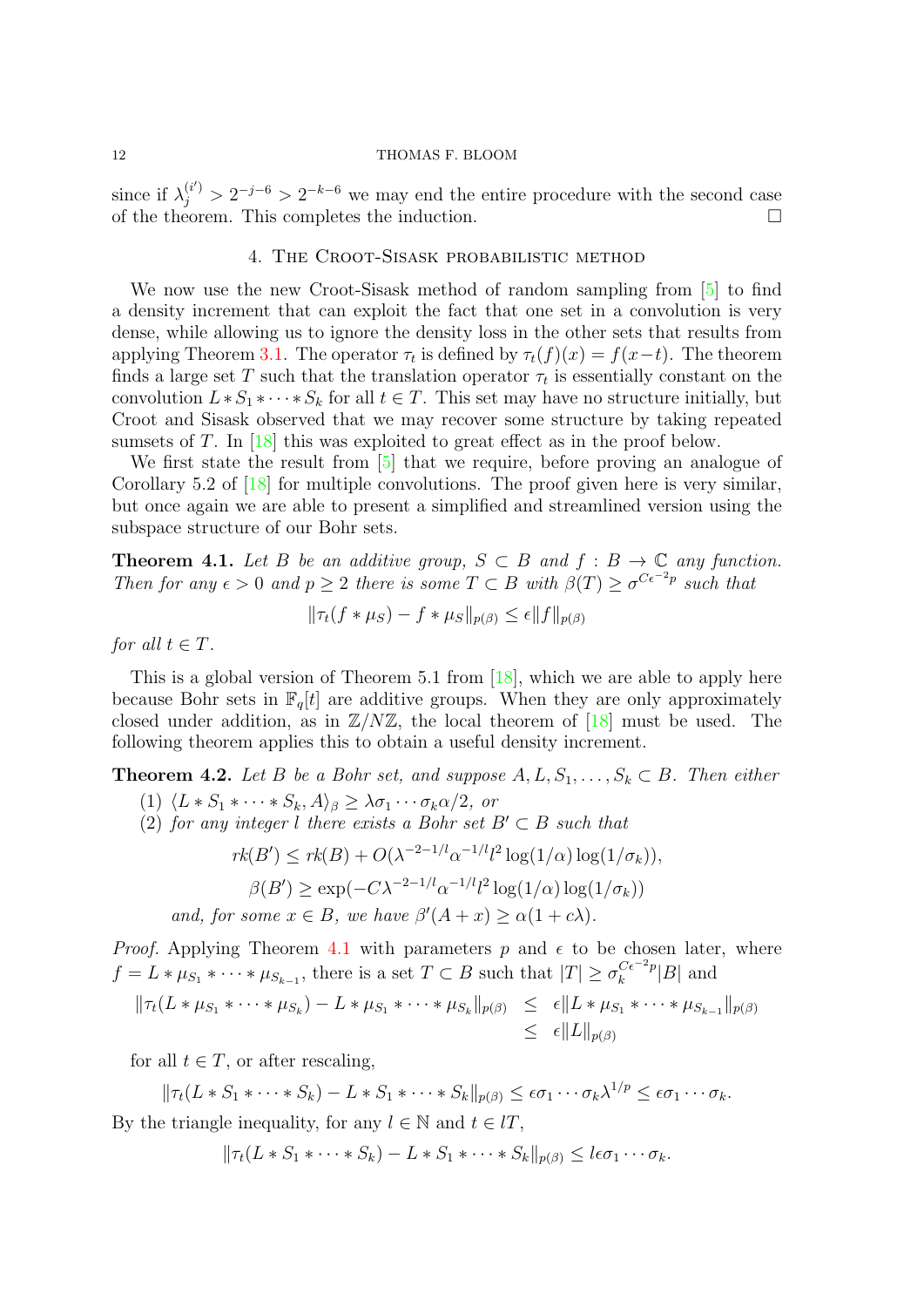since if $\lambda_j^{(i')} > 2^{-j-6} > 2^{-k-6}$ we may end the entire procedure with the second case of the theorem. This completes the induction. $\square$

## 4. The Croot-Sisask probabilistic method

We now use the new Croot-Sisask method of random sampling from [5] to find a density increment that can exploit the fact that one set in a convolution is very dense, while allowing us to ignore the density loss in the other sets that results from applying Theorem 3.1. The operator $\tau_t$ is defined by $\tau_t(f)(x) = f(x-t)$. The theorem finds a large set $T$ such that the translation operator $\tau_t$ is essentially constant on the convolution $L * S_1 * \cdots * S_k$ for all $t \in T$. This set may have no structure initially, but Croot and Sisask observed that we may recover some structure by taking repeated sumsets of $T$. In [18] this was exploited to great effect as in the proof below.

We first state the result from [5] that we require, before proving an analogue of Corollary 5.2 of [18] for multiple convolutions. The proof given here is very similar, but once again we are able to present a simplified and streamlined version using the subspace structure of our Bohr sets.

**Theorem 4.1.** *Let $B$ be an additive group, $S \subset B$ and $f : B \to \mathbb{C}$ any function. Then for any $\epsilon > 0$ and $p \geq 2$ there is some $T \subset B$ with $\beta(T) \geq \sigma^{C\epsilon^{-2}p}$ such that*

$$\|\tau_t(f * \mu_S) - f * \mu_S\|_{p(\beta)} \leq \epsilon \|f\|_{p(\beta)}$$

*for all $t \in T$.*

This is a global version of Theorem 5.1 from [18], which we are able to apply here because Bohr sets in $\mathbb{F}_q[t]$ are additive groups. When they are only approximately closed under addition, as in $\mathbb{Z}/N\mathbb{Z}$, the local theorem of [18] must be used. The following theorem applies this to obtain a useful density increment.

**Theorem 4.2.** *Let $B$ be a Bohr set, and suppose $A, L, S_1, \ldots, S_k \subset B$. Then either*

1. *$\langle L * S_1 * \cdots * S_k, A\rangle_\beta \geq \lambda\sigma_1 \cdots \sigma_k \alpha/2$, or*
2. *for any integer $l$ there exists a Bohr set $B' \subset B$ such that*

$$rk(B') \leq rk(B) + O(\lambda^{-2-1/l}\alpha^{-1/l}l^2 \log(1/\alpha)\log(1/\sigma_k)),$$

$$\beta(B') \geq \exp(-C\lambda^{-2-1/l}\alpha^{-1/l}l^2 \log(1/\alpha)\log(1/\sigma_k))$$

*and, for some $x \in B$, we have $\beta'(A + x) \geq \alpha(1 + c\lambda)$.*

*Proof.* Applying Theorem 4.1 with parameters $p$ and $\epsilon$ to be chosen later, where $f = L * \mu_{S_1} * \cdots * \mu_{S_{k-1}}$, there is a set $T \subset B$ such that $|T| \geq \sigma_k^{C\epsilon^{-2}p}|B|$ and

$$\begin{aligned}
\|\tau_t(L * \mu_{S_1} * \cdots * \mu_{S_k}) - L * \mu_{S_1} * \cdots * \mu_{S_k}\|_{p(\beta)} &\leq \epsilon \|L * \mu_{S_1} * \cdots * \mu_{S_{k-1}}\|_{p(\beta)} \\
&\leq \epsilon \|L\|_{p(\beta)}
\end{aligned}$$

for all $t \in T$, or after rescaling,

$$\|\tau_t(L * S_1 * \cdots * S_k) - L * S_1 * \cdots * S_k\|_{p(\beta)} \leq \epsilon\sigma_1 \cdots \sigma_k \lambda^{1/p} \leq \epsilon\sigma_1 \cdots \sigma_k.$$

By the triangle inequality, for any $l \in \mathbb{N}$ and $t \in lT$,

$$\|\tau_t(L * S_1 * \cdots * S_k) - L * S_1 * \cdots * S_k\|_{p(\beta)} \leq l\epsilon\sigma_1 \cdots \sigma_k.$$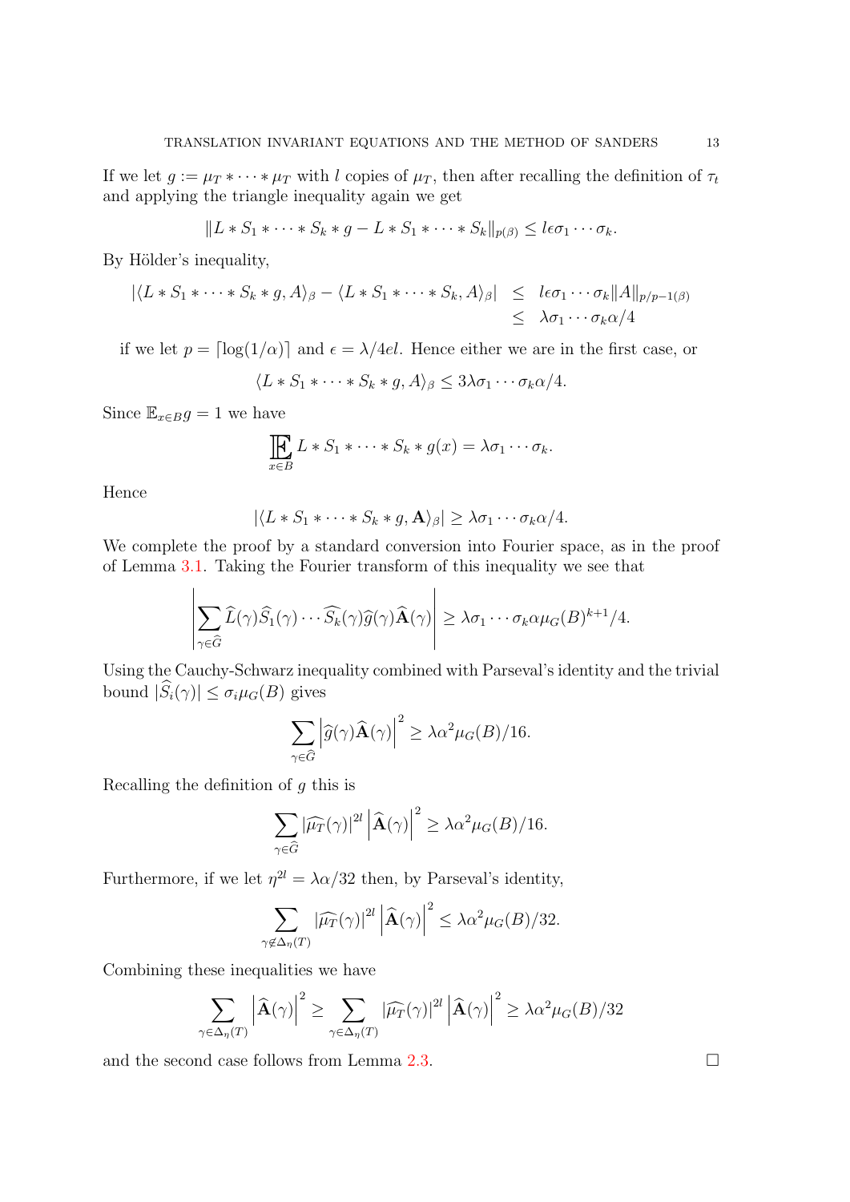If we let $g := \mu_T * \cdots * \mu_T$ with $l$ copies of $\mu_T$, then after recalling the definition of $\tau_t$ and applying the triangle inequality again we get

$$\|L * S_1 * \cdots * S_k * g - L * S_1 * \cdots * S_k\|_{p(\beta)} \leq l\epsilon\sigma_1 \cdots \sigma_k.$$

By Hölder's inequality,

$$\begin{aligned} |\langle L * S_1 * \cdots * S_k * g, A\rangle_\beta - \langle L * S_1 * \cdots * S_k, A\rangle_\beta| &\leq l\epsilon\sigma_1 \cdots \sigma_k \|A\|_{p/p-1(\beta)} \\ &\leq \lambda\sigma_1 \cdots \sigma_k \alpha/4 \end{aligned}$$

if we let $p = \lceil \log(1/\alpha) \rceil$ and $\epsilon = \lambda/4el$. Hence either we are in the first case, or

$$\langle L * S_1 * \cdots * S_k * g, A\rangle_\beta \leq 3\lambda\sigma_1 \cdots \sigma_k \alpha/4.$$

Since $\mathbb{E}_{x \in B} g = 1$ we have

$$\mathop{\mathbb{E}}_{x \in B} L * S_1 * \cdots * S_k * g(x) = \lambda\sigma_1 \cdots \sigma_k.$$

Hence

$$|\langle L * S_1 * \cdots * S_k * g, \mathbf{A}\rangle_\beta| \geq \lambda\sigma_1 \cdots \sigma_k \alpha/4.$$

We complete the proof by a standard conversion into Fourier space, as in the proof of Lemma 3.1. Taking the Fourier transform of this inequality we see that

$$\left| \sum_{\gamma \in \widehat{G}} \widehat{L}(\gamma)\widehat{S}_1(\gamma) \cdots \widehat{S_k}(\gamma)\widehat{g}(\gamma)\widehat{\mathbf{A}}(\gamma) \right| \geq \lambda\sigma_1 \cdots \sigma_k \alpha \mu_G(B)^{k+1}/4.$$

Using the Cauchy-Schwarz inequality combined with Parseval's identity and the trivial bound $|\widehat{S}_i(\gamma)| \leq \sigma_i \mu_G(B)$ gives

$$\sum_{\gamma \in \widehat{G}} \left| \widehat{g}(\gamma)\widehat{\mathbf{A}}(\gamma) \right|^2 \geq \lambda\alpha^2 \mu_G(B)/16.$$

Recalling the definition of $g$ this is

$$\sum_{\gamma \in \widehat{G}} |\widehat{\mu_T}(\gamma)|^{2l} \left| \widehat{\mathbf{A}}(\gamma) \right|^2 \geq \lambda\alpha^2 \mu_G(B)/16.$$

Furthermore, if we let $\eta^{2l} = \lambda\alpha/32$ then, by Parseval's identity,

$$\sum_{\gamma \notin \Delta_\eta(T)} |\widehat{\mu_T}(\gamma)|^{2l} \left| \widehat{\mathbf{A}}(\gamma) \right|^2 \leq \lambda\alpha^2 \mu_G(B)/32.$$

Combining these inequalities we have

$$\sum_{\gamma \in \Delta_\eta(T)} \left| \widehat{\mathbf{A}}(\gamma) \right|^2 \geq \sum_{\gamma \in \Delta_\eta(T)} |\widehat{\mu_T}(\gamma)|^{2l} \left| \widehat{\mathbf{A}}(\gamma) \right|^2 \geq \lambda\alpha^2 \mu_G(B)/32$$

and the second case follows from Lemma 2.3. $\square$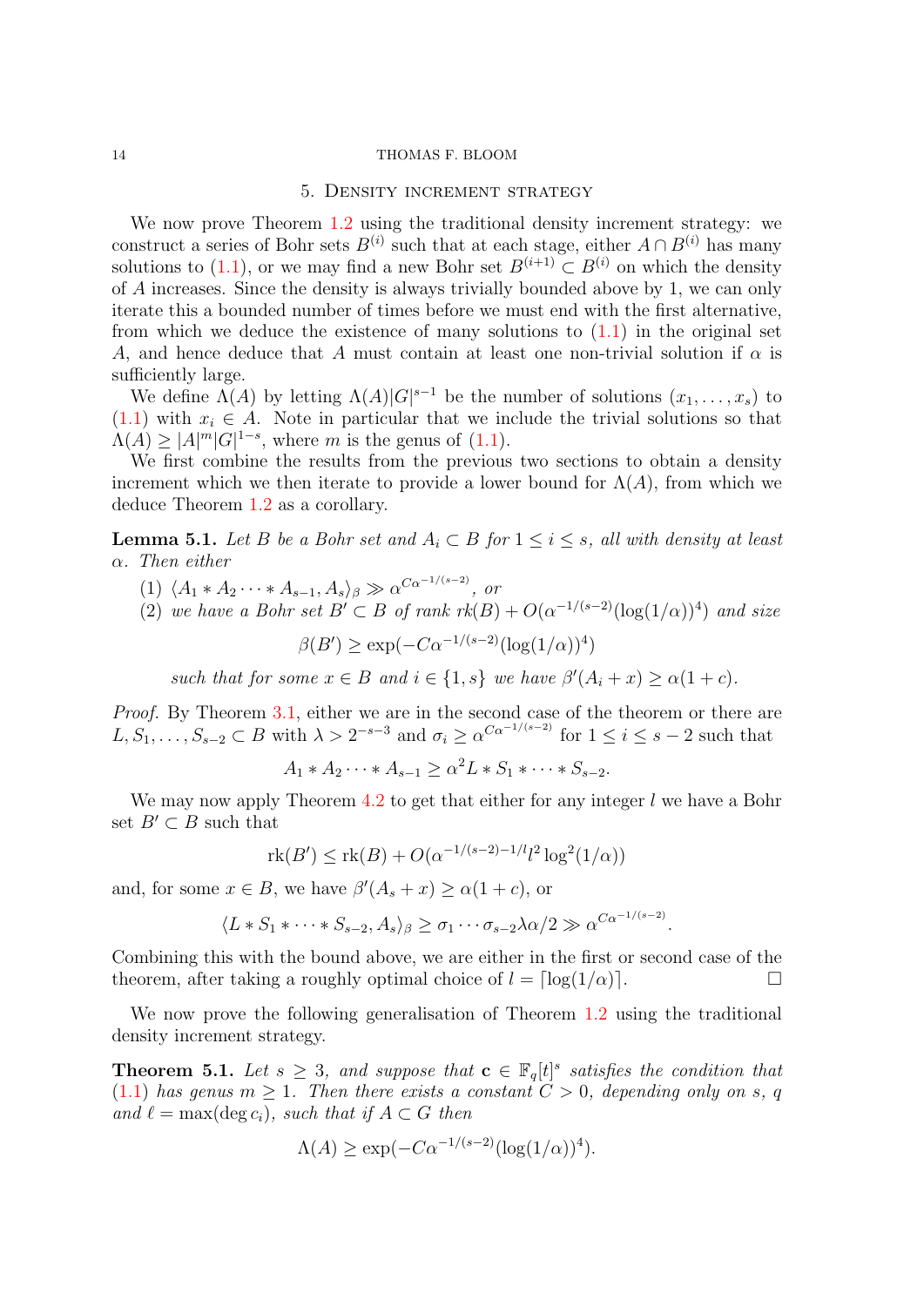## 5. Density increment strategy

We now prove Theorem 1.2 using the traditional density increment strategy: we construct a series of Bohr sets $B^{(i)}$ such that at each stage, either $A \cap B^{(i)}$ has many solutions to (1.1), or we may find a new Bohr set $B^{(i+1)} \subset B^{(i)}$ on which the density of $A$ increases. Since the density is always trivially bounded above by 1, we can only iterate this a bounded number of times before we must end with the first alternative, from which we deduce the existence of many solutions to (1.1) in the original set $A$, and hence deduce that $A$ must contain at least one non-trivial solution if $\alpha$ is sufficiently large.

We define $\Lambda(A)$ by letting $\Lambda(A)|G|^{s-1}$ be the number of solutions $(x_1, \ldots, x_s)$ to (1.1) with $x_i \in A$. Note in particular that we include the trivial solutions so that $\Lambda(A) \geq |A|^m |G|^{1-s}$, where $m$ is the genus of (1.1).

We first combine the results from the previous two sections to obtain a density increment which we then iterate to provide a lower bound for $\Lambda(A)$, from which we deduce Theorem 1.2 as a corollary.

**Lemma 5.1.** *Let $B$ be a Bohr set and $A_i \subset B$ for $1 \leq i \leq s$, all with density at least $\alpha$. Then either*

1. *$\langle A_1 * A_2 \cdots * A_{s-1}, A_s \rangle_\beta \gg \alpha^{C\alpha^{-1/(s-2)}}$, or*
2. *we have a Bohr set $B' \subset B$ of rank $rk(B) + O(\alpha^{-1/(s-2)}(\log(1/\alpha))^4)$ and size*
$$\beta(B') \geq \exp(-C\alpha^{-1/(s-2)}(\log(1/\alpha))^4)$$
*such that for some $x \in B$ and $i \in \{1, s\}$ we have $\beta'(A_i + x) \geq \alpha(1 + c)$.*

*Proof.* By Theorem 3.1, either we are in the second case of the theorem or there are $L, S_1, \ldots, S_{s-2} \subset B$ with $\lambda > 2^{-s-3}$ and $\sigma_i \geq \alpha^{C\alpha^{-1/(s-2)}}$ for $1 \leq i \leq s-2$ such that
$$A_1 * A_2 \cdots * A_{s-1} \geq \alpha^2 L * S_1 * \cdots * S_{s-2}.$$

We may now apply Theorem 4.2 to get that either for any integer $l$ we have a Bohr set $B' \subset B$ such that
$$\mathrm{rk}(B') \leq \mathrm{rk}(B) + O(\alpha^{-1/(s-2)-1/l} l^2 \log^2(1/\alpha))$$
and, for some $x \in B$, we have $\beta'(A_s + x) \geq \alpha(1 + c)$, or
$$\langle L * S_1 * \cdots * S_{s-2}, A_s \rangle_\beta \geq \sigma_1 \cdots \sigma_{s-2} \lambda \alpha / 2 \gg \alpha^{C\alpha^{-1/(s-2)}}.$$
Combining this with the bound above, we are either in the first or second case of the theorem, after taking a roughly optimal choice of $l = \lceil \log(1/\alpha) \rceil$. $\square$

We now prove the following generalisation of Theorem 1.2 using the traditional density increment strategy.

**Theorem 5.1.** *Let $s \geq 3$, and suppose that $\mathbf{c} \in \mathbb{F}_q[t]^s$ satisfies the condition that (1.1) has genus $m \geq 1$. Then there exists a constant $C > 0$, depending only on $s$, $q$ and $\ell = \max(\deg c_i)$, such that if $A \subset G$ then*
$$\Lambda(A) \geq \exp(-C\alpha^{-1/(s-2)}(\log(1/\alpha))^4).$$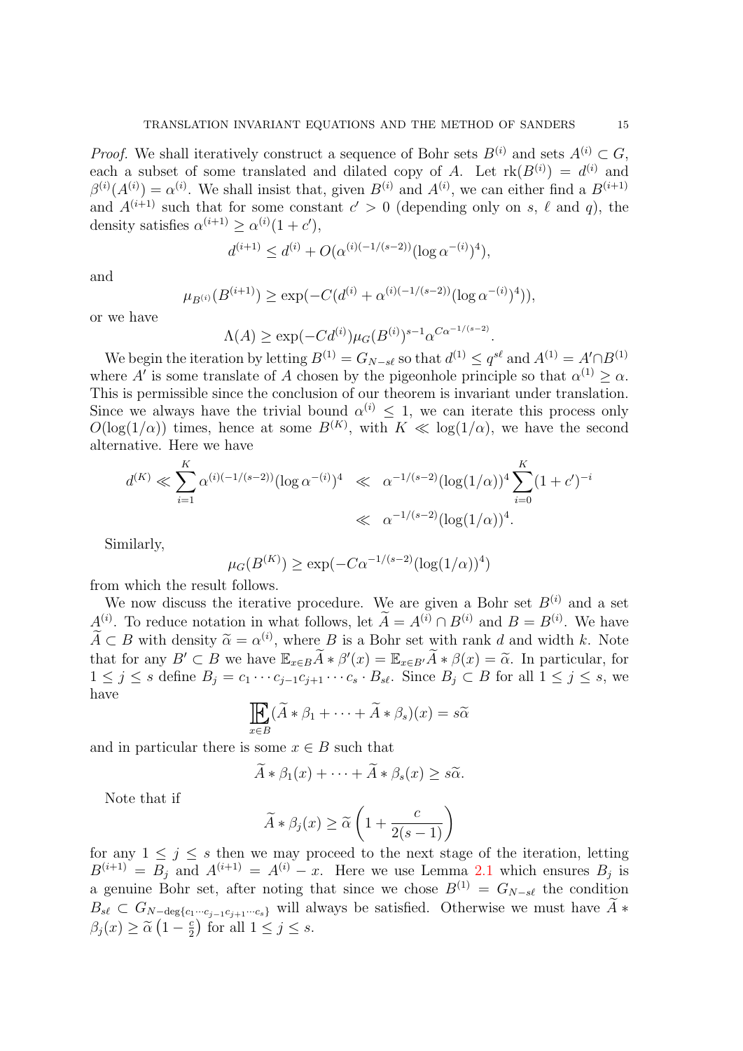*Proof.* We shall iteratively construct a sequence of Bohr sets $B^{(i)}$ and sets $A^{(i)} \subset G$, each a subset of some translated and dilated copy of $A$. Let $\mathrm{rk}(B^{(i)}) = d^{(i)}$ and $\beta^{(i)}(A^{(i)}) = \alpha^{(i)}$. We shall insist that, given $B^{(i)}$ and $A^{(i)}$, we can either find a $B^{(i+1)}$ and $A^{(i+1)}$ such that for some constant $c' > 0$ (depending only on $s$, $\ell$ and $q$), the density satisfies $\alpha^{(i+1)} \geq \alpha^{(i)}(1 + c')$,

$$d^{(i+1)} \leq d^{(i)} + O(\alpha^{(i)(-1/(s-2))}(\log \alpha^{-(i)})^4),$$

and

$$\mu_{B^{(i)}}(B^{(i+1)}) \geq \exp(-C(d^{(i)} + \alpha^{(i)(-1/(s-2))}(\log \alpha^{-(i)})^4)),$$

or we have

$$\Lambda(A) \geq \exp(-Cd^{(i)})\mu_G(B^{(i)})^{s-1}\alpha^{C\alpha^{-1/(s-2)}}.$$

We begin the iteration by letting $B^{(1)} = G_{N-s\ell}$ so that $d^{(1)} \leq q^{s\ell}$ and $A^{(1)} = A' \cap B^{(1)}$ where $A'$ is some translate of $A$ chosen by the pigeonhole principle so that $\alpha^{(1)} \geq \alpha$. This is permissible since the conclusion of our theorem is invariant under translation. Since we always have the trivial bound $\alpha^{(i)} \leq 1$, we can iterate this process only $O(\log(1/\alpha))$ times, hence at some $B^{(K)}$, with $K \ll \log(1/\alpha)$, we have the second alternative. Here we have

$$\begin{aligned} d^{(K)} \ll \sum_{i=1}^{K} \alpha^{(i)(-1/(s-2))}(\log \alpha^{-(i)})^4 &\ll \alpha^{-1/(s-2)}(\log(1/\alpha))^4 \sum_{i=0}^{K}(1+c')^{-i} \\ &\ll \alpha^{-1/(s-2)}(\log(1/\alpha))^4. \end{aligned}$$

Similarly,

$$\mu_G(B^{(K)}) \geq \exp(-C\alpha^{-1/(s-2)}(\log(1/\alpha))^4)$$

from which the result follows.

We now discuss the iterative procedure. We are given a Bohr set $B^{(i)}$ and a set $A^{(i)}$. To reduce notation in what follows, let $\widetilde{A} = A^{(i)} \cap B^{(i)}$ and $B = B^{(i)}$. We have $\widetilde{A} \subset B$ with density $\widetilde{\alpha} = \alpha^{(i)}$, where $B$ is a Bohr set with rank $d$ and width $k$. Note that for any $B' \subset B$ we have $\mathbb{E}_{x\in B}\widetilde{A} * \beta'(x) = \mathbb{E}_{x\in B'}\widetilde{A} * \beta(x) = \widetilde{\alpha}$. In particular, for $1 \leq j \leq s$ define $B_j = c_1 \cdots c_{j-1}c_{j+1} \cdots c_s \cdot B_{s\ell}$. Since $B_j \subset B$ for all $1 \leq j \leq s$, we have

$$\mathop{\mathbb{E}}_{x\in B}(\widetilde{A} * \beta_1 + \cdots + \widetilde{A} * \beta_s)(x) = s\widetilde{\alpha}$$

and in particular there is some $x \in B$ such that

$$\widetilde{A} * \beta_1(x) + \cdots + \widetilde{A} * \beta_s(x) \geq s\widetilde{\alpha}.$$

Note that if

$$\widetilde{A} * \beta_j(x) \geq \widetilde{\alpha}\left(1 + \frac{c}{2(s-1)}\right)$$

for any $1 \leq j \leq s$ then we may proceed to the next stage of the iteration, letting $B^{(i+1)} = B_j$ and $A^{(i+1)} = A^{(i)} - x$. Here we use Lemma 2.1 which ensures $B_j$ is a genuine Bohr set, after noting that since we chose $B^{(1)} = G_{N-s\ell}$ the condition $B_{s\ell} \subset G_{N-\deg\{c_1\cdots c_{j-1}c_{j+1}\cdots c_s\}}$ will always be satisfied. Otherwise we must have $\widetilde{A} * \beta_j(x) \geq \widetilde{\alpha}\left(1 - \frac{c}{2}\right)$ for all $1 \leq j \leq s$.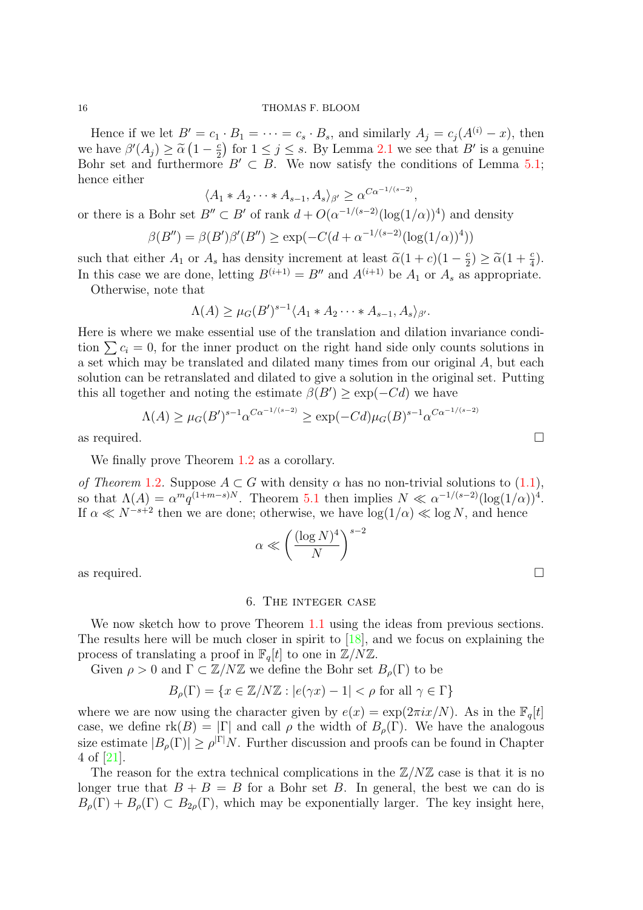Hence if we let $B' = c_1 \cdot B_1 = \cdots = c_s \cdot B_s$, and similarly $A_j = c_j(A^{(i)} - x)$, then we have $\beta'(A_j) \geq \widetilde{\alpha}\left(1 - \frac{c}{2}\right)$ for $1 \leq j \leq s$. By Lemma 2.1 we see that $B'$ is a genuine Bohr set and furthermore $B' \subset B$. We now satisfy the conditions of Lemma 5.1; hence either

$$\langle A_1 * A_2 \cdots * A_{s-1}, A_s \rangle_{\beta'} \geq \alpha^{C\alpha^{-1/(s-2)}},$$

or there is a Bohr set $B'' \subset B'$ of rank $d + O(\alpha^{-1/(s-2)}(\log(1/\alpha))^4)$ and density

$$\beta(B'') = \beta(B')\beta'(B'') \geq \exp(-C(d + \alpha^{-1/(s-2)}(\log(1/\alpha))^4))$$

such that either $A_1$ or $A_s$ has density increment at least $\widetilde{\alpha}(1+c)(1-\frac{c}{2}) \geq \widetilde{\alpha}(1+\frac{c}{4})$. In this case we are done, letting $B^{(i+1)} = B''$ and $A^{(i+1)}$ be $A_1$ or $A_s$ as appropriate.

Otherwise, note that

$$\Lambda(A) \geq \mu_G(B')^{s-1}\langle A_1 * A_2 \cdots * A_{s-1}, A_s \rangle_{\beta'}.$$

Here is where we make essential use of the translation and dilation invariance condition $\sum c_i = 0$, for the inner product on the right hand side only counts solutions in a set which may be translated and dilated many times from our original $A$, but each solution can be retranslated and dilated to give a solution in the original set. Putting this all together and noting the estimate $\beta(B') \geq \exp(-Cd)$ we have

$$\Lambda(A) \geq \mu_G(B')^{s-1}\alpha^{C\alpha^{-1/(s-2)}} \geq \exp(-Cd)\mu_G(B)^{s-1}\alpha^{C\alpha^{-1/(s-2)}}$$

as required. □

We finally prove Theorem 1.2 as a corollary.

*of Theorem* 1.2. Suppose $A \subset G$ with density $\alpha$ has no non-trivial solutions to (1.1), so that $\Lambda(A) = \alpha^m q^{(1+m-s)N}$. Theorem 5.1 then implies $N \ll \alpha^{-1/(s-2)}(\log(1/\alpha))^4$. If $\alpha \ll N^{-s+2}$ then we are done; otherwise, we have $\log(1/\alpha) \ll \log N$, and hence

$$\alpha \ll \left(\frac{(\log N)^4}{N}\right)^{s-2}$$

as required. □

## 6. The integer case

We now sketch how to prove Theorem 1.1 using the ideas from previous sections. The results here will be much closer in spirit to [18], and we focus on explaining the process of translating a proof in $\mathbb{F}_q[t]$ to one in $\mathbb{Z}/N\mathbb{Z}$.

Given $\rho > 0$ and $\Gamma \subset \mathbb{Z}/N\mathbb{Z}$ we define the Bohr set $B_\rho(\Gamma)$ to be

$$B_\rho(\Gamma) = \{x \in \mathbb{Z}/N\mathbb{Z} : |e(\gamma x) - 1| < \rho \text{ for all } \gamma \in \Gamma\}$$

where we are now using the character given by $e(x) = \exp(2\pi i x/N)$. As in the $\mathbb{F}_q[t]$ case, we define $\mathrm{rk}(B) = |\Gamma|$ and call $\rho$ the width of $B_\rho(\Gamma)$. We have the analogous size estimate $|B_\rho(\Gamma)| \geq \rho^{|\Gamma|}N$. Further discussion and proofs can be found in Chapter 4 of [21].

The reason for the extra technical complications in the $\mathbb{Z}/N\mathbb{Z}$ case is that it is no longer true that $B + B = B$ for a Bohr set $B$. In general, the best we can do is $B_\rho(\Gamma) + B_\rho(\Gamma) \subset B_{2\rho}(\Gamma)$, which may be exponentially larger. The key insight here,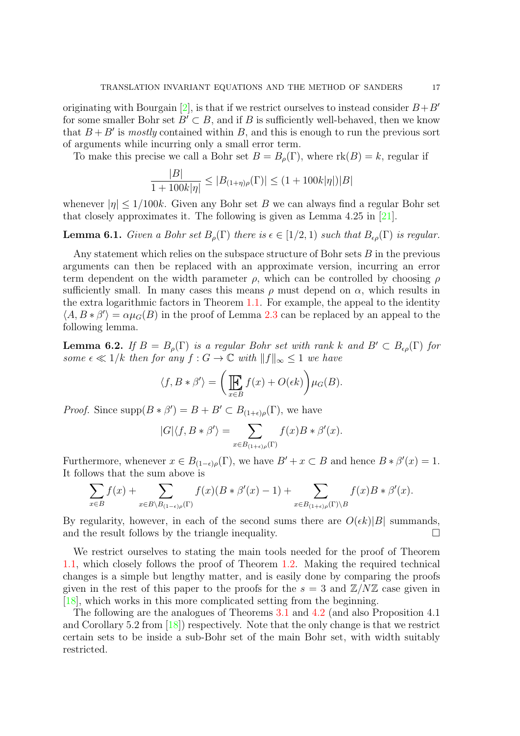originating with Bourgain [2], is that if we restrict ourselves to instead consider $B+B'$ for some smaller Bohr set $B' \subset B$, and if $B$ is sufficiently well-behaved, then we know that $B+B'$ is *mostly* contained within $B$, and this is enough to run the previous sort of arguments while incurring only a small error term.

To make this precise we call a Bohr set $B = B_\rho(\Gamma)$, where $\mathrm{rk}(B) = k$, regular if

$$\frac{|B|}{1+100k|\eta|} \leq |B_{(1+\eta)\rho}(\Gamma)| \leq (1+100k|\eta|)|B|$$

whenever $|\eta| \leq 1/100k$. Given any Bohr set $B$ we can always find a regular Bohr set that closely approximates it. The following is given as Lemma 4.25 in [21].

**Lemma 6.1.** *Given a Bohr set $B_\rho(\Gamma)$ there is $\epsilon \in [1/2, 1)$ such that $B_{\epsilon\rho}(\Gamma)$ is regular.*

Any statement which relies on the subspace structure of Bohr sets $B$ in the previous arguments can then be replaced with an approximate version, incurring an error term dependent on the width parameter $\rho$, which can be controlled by choosing $\rho$ sufficiently small. In many cases this means $\rho$ must depend on $\alpha$, which results in the extra logarithmic factors in Theorem 1.1. For example, the appeal to the identity $\langle A, B * \beta' \rangle = \alpha\mu_G(B)$ in the proof of Lemma 2.3 can be replaced by an appeal to the following lemma.

**Lemma 6.2.** *If $B = B_\rho(\Gamma)$ is a regular Bohr set with rank $k$ and $B' \subset B_{\epsilon\rho}(\Gamma)$ for some $\epsilon \ll 1/k$ then for any $f : G \to \mathbb{C}$ with $\|f\|_\infty \leq 1$ we have*

$$\langle f, B * \beta' \rangle = \left( \mathop{\mathbb{E}}_{x \in B} f(x) + O(\epsilon k) \right) \mu_G(B).$$

*Proof.* Since $\mathrm{supp}(B * \beta') = B + B' \subset B_{(1+\epsilon)\rho}(\Gamma)$, we have

$$|G|\langle f, B * \beta' \rangle = \sum_{x \in B_{(1+\epsilon)\rho}(\Gamma)} f(x) B * \beta'(x).$$

Furthermore, whenever $x \in B_{(1-\epsilon)\rho}(\Gamma)$, we have $B' + x \subset B$ and hence $B * \beta'(x) = 1$. It follows that the sum above is

$$\sum_{x \in B} f(x) + \sum_{x \in B \setminus B_{(1-\epsilon)\rho}(\Gamma)} f(x)(B * \beta'(x) - 1) + \sum_{x \in B_{(1+\epsilon)\rho}(\Gamma) \setminus B} f(x) B * \beta'(x).$$

By regularity, however, in each of the second sums there are $O(\epsilon k)|B|$ summands, and the result follows by the triangle inequality. $\square$

We restrict ourselves to stating the main tools needed for the proof of Theorem 1.1, which closely follows the proof of Theorem 1.2. Making the required technical changes is a simple but lengthy matter, and is easily done by comparing the proofs given in the rest of this paper to the proofs for the $s = 3$ and $\mathbb{Z}/N\mathbb{Z}$ case given in [18], which works in this more complicated setting from the beginning.

The following are the analogues of Theorems 3.1 and 4.2 (and also Proposition 4.1 and Corollary 5.2 from [18]) respectively. Note that the only change is that we restrict certain sets to be inside a sub-Bohr set of the main Bohr set, with width suitably restricted.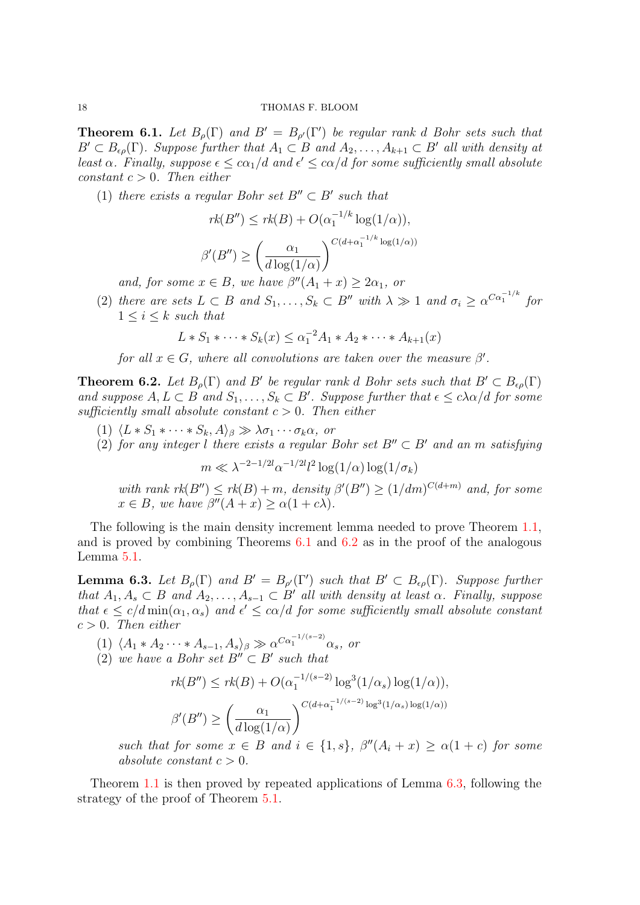**Theorem 6.1.** *Let $B_\rho(\Gamma)$ and $B' = B_{\rho'}(\Gamma')$ be regular rank $d$ Bohr sets such that $B' \subset B_{\epsilon\rho}(\Gamma)$. Suppose further that $A_1 \subset B$ and $A_2, \ldots, A_{k+1} \subset B'$ all with density at least $\alpha$. Finally, suppose $\epsilon \leq c\alpha_1/d$ and $\epsilon' \leq c\alpha/d$ for some sufficiently small absolute constant $c > 0$. Then either*

1. *there exists a regular Bohr set $B'' \subset B'$ such that*
$$rk(B'') \leq rk(B) + O(\alpha_1^{-1/k}\log(1/\alpha)),$$
$$\beta'(B'') \geq \left(\frac{\alpha_1}{d\log(1/\alpha)}\right)^{C(d+\alpha_1^{-1/k}\log(1/\alpha))}$$
*and, for some $x \in B$, we have $\beta''(A_1 + x) \geq 2\alpha_1$, or*
2. *there are sets $L \subset B$ and $S_1, \ldots, S_k \subset B''$ with $\lambda \gg 1$ and $\sigma_i \geq \alpha^{C\alpha_1^{-1/k}}$ for $1 \leq i \leq k$ such that*
$$L * S_1 * \cdots * S_k(x) \leq \alpha_1^{-2} A_1 * A_2 * \cdots * A_{k+1}(x)$$
*for all $x \in G$, where all convolutions are taken over the measure $\beta'$.*

**Theorem 6.2.** *Let $B_\rho(\Gamma)$ and $B'$ be regular rank $d$ Bohr sets such that $B' \subset B_{\epsilon\rho}(\Gamma)$ and suppose $A, L \subset B$ and $S_1, \ldots, S_k \subset B'$. Suppose further that $\epsilon \leq c\lambda\alpha/d$ for some sufficiently small absolute constant $c > 0$. Then either*

1. *$\langle L * S_1 * \cdots * S_k, A\rangle_\beta \gg \lambda\sigma_1\cdots\sigma_k\alpha$, or*
2. *for any integer $l$ there exists a regular Bohr set $B'' \subset B'$ and an $m$ satisfying*
$$m \ll \lambda^{-2-1/2l}\alpha^{-1/2l}l^2\log(1/\alpha)\log(1/\sigma_k)$$
*with rank $rk(B'') \leq rk(B) + m$, density $\beta'(B'') \geq (1/dm)^{C(d+m)}$ and, for some $x \in B$, we have $\beta''(A + x) \geq \alpha(1 + c\lambda)$.*

The following is the main density increment lemma needed to prove Theorem 1.1, and is proved by combining Theorems 6.1 and 6.2 as in the proof of the analogous Lemma 5.1.

**Lemma 6.3.** *Let $B_\rho(\Gamma)$ and $B' = B_{\rho'}(\Gamma')$ such that $B' \subset B_{\epsilon\rho}(\Gamma)$. Suppose further that $A_1, A_s \subset B$ and $A_2, \ldots, A_{s-1} \subset B'$ all with density at least $\alpha$. Finally, suppose that $\epsilon \leq c/d\min(\alpha_1, \alpha_s)$ and $\epsilon' \leq c\alpha/d$ for some sufficiently small absolute constant $c > 0$. Then either*

1. *$\langle A_1 * A_2 \cdots * A_{s-1}, A_s\rangle_\beta \gg \alpha^{C\alpha_1^{-1/(s-2)}}\alpha_s$, or*
2. *we have a Bohr set $B'' \subset B'$ such that*
$$rk(B'') \leq rk(B) + O(\alpha_1^{-1/(s-2)}\log^3(1/\alpha_s)\log(1/\alpha)),$$
$$\beta'(B'') \geq \left(\frac{\alpha_1}{d\log(1/\alpha)}\right)^{C(d+\alpha_1^{-1/(s-2)}\log^3(1/\alpha_s)\log(1/\alpha))}$$
*such that for some $x \in B$ and $i \in \{1, s\}$, $\beta''(A_i + x) \geq \alpha(1 + c)$ for some absolute constant $c > 0$.*

Theorem 1.1 is then proved by repeated applications of Lemma 6.3, following the strategy of the proof of Theorem 5.1.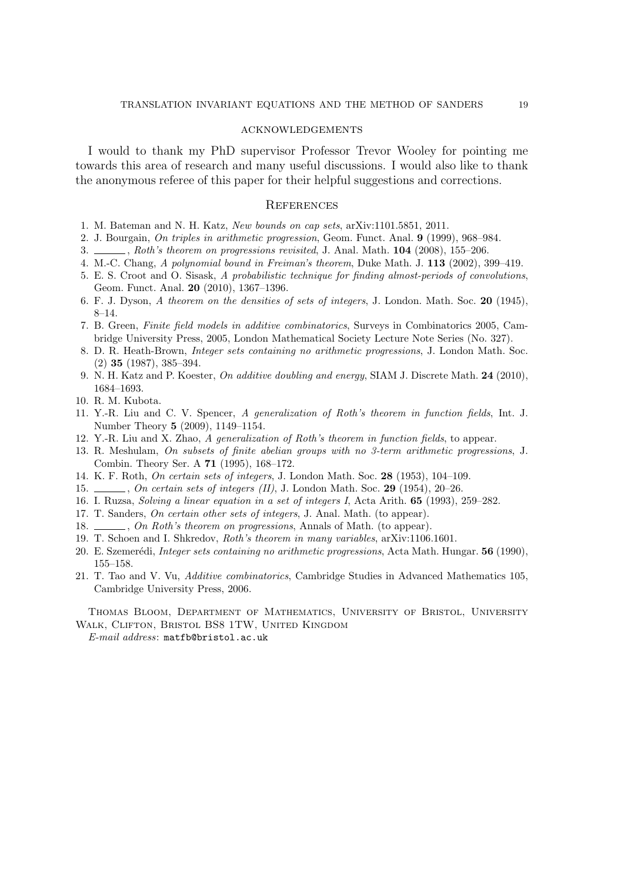## Acknowledgements

I would to thank my PhD supervisor Professor Trevor Wooley for pointing me towards this area of research and many useful discussions. I would also like to thank the anonymous referee of this paper for their helpful suggestions and corrections.

## References

1. M. Bateman and N. H. Katz, *New bounds on cap sets*, arXiv:1101.5851, 2011.
2. J. Bourgain, *On triples in arithmetic progression*, Geom. Funct. Anal. **9** (1999), 968–984.
3. ______, *Roth's theorem on progressions revisited*, J. Anal. Math. **104** (2008), 155–206.
4. M.-C. Chang, *A polynomial bound in Freiman's theorem*, Duke Math. J. **113** (2002), 399–419.
5. E. S. Croot and O. Sisask, *A probabilistic technique for finding almost-periods of convolutions*, Geom. Funct. Anal. **20** (2010), 1367–1396.
6. F. J. Dyson, *A theorem on the densities of sets of integers*, J. London. Math. Soc. **20** (1945), 8–14.
7. B. Green, *Finite field models in additive combinatorics*, Surveys in Combinatorics 2005, Cambridge University Press, 2005, London Mathematical Society Lecture Note Series (No. 327).
8. D. R. Heath-Brown, *Integer sets containing no arithmetic progressions*, J. London Math. Soc. (2) **35** (1987), 385–394.
9. N. H. Katz and P. Koester, *On additive doubling and energy*, SIAM J. Discrete Math. **24** (2010), 1684–1693.
10. R. M. Kubota.
11. Y.-R. Liu and C. V. Spencer, *A generalization of Roth's theorem in function fields*, Int. J. Number Theory **5** (2009), 1149–1154.
12. Y.-R. Liu and X. Zhao, *A generalization of Roth's theorem in function fields*, to appear.
13. R. Meshulam, *On subsets of finite abelian groups with no 3-term arithmetic progressions*, J. Combin. Theory Ser. A **71** (1995), 168–172.
14. K. F. Roth, *On certain sets of integers*, J. London Math. Soc. **28** (1953), 104–109.
15. ______, *On certain sets of integers (II)*, J. London Math. Soc. **29** (1954), 20–26.
16. I. Ruzsa, *Solving a linear equation in a set of integers I*, Acta Arith. **65** (1993), 259–282.
17. T. Sanders, *On certain other sets of integers*, J. Anal. Math. (to appear).
18. ______, *On Roth's theorem on progressions*, Annals of Math. (to appear).
19. T. Schoen and I. Shkredov, *Roth's theorem in many variables*, arXiv:1106.1601.
20. E. Szemerédi, *Integer sets containing no arithmetic progressions*, Acta Math. Hungar. **56** (1990), 155–158.
21. T. Tao and V. Vu, *Additive combinatorics*, Cambridge Studies in Advanced Mathematics 105, Cambridge University Press, 2006.

Thomas Bloom, Department of Mathematics, University of Bristol, University Walk, Clifton, Bristol BS8 1TW, United Kingdom

*E-mail address*: matfb@bristol.ac.uk